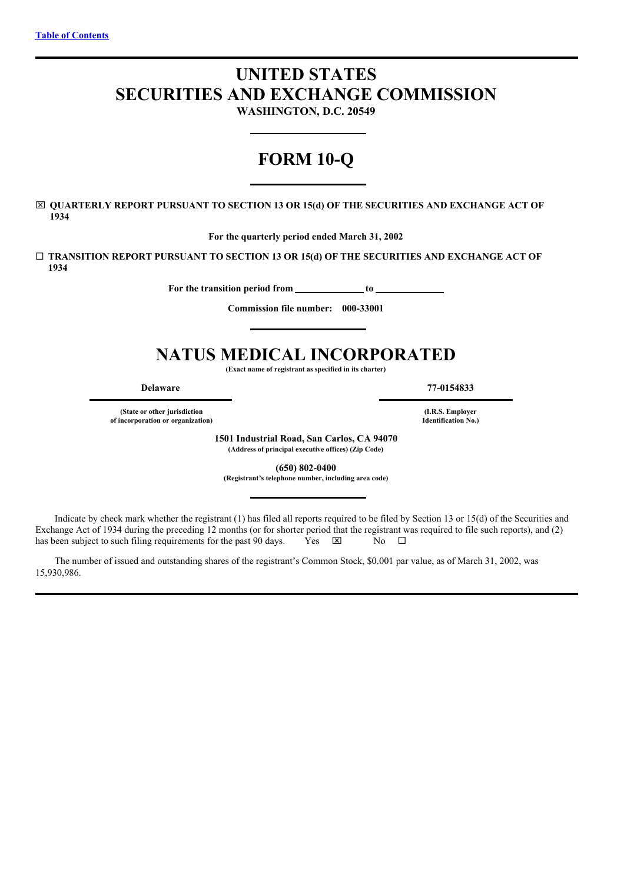[Table of Contents](#)

# UNITED STATES
# SECURITIES AND EXCHANGE COMMISSION

**WASHINGTON, D.C. 20549**

# FORM 10-Q

☒ **QUARTERLY REPORT PURSUANT TO SECTION 13 OR 15(d) OF THE SECURITIES AND EXCHANGE ACT OF 1934**

**For the quarterly period ended March 31, 2002**

☐ **TRANSITION REPORT PURSUANT TO SECTION 13 OR 15(d) OF THE SECURITIES AND EXCHANGE ACT OF 1934**

**For the transition period from \_\_\_\_\_\_\_\_\_\_\_\_\_ to \_\_\_\_\_\_\_\_\_\_\_\_\_**

**Commission file number: 000-33001**

# NATUS MEDICAL INCORPORATED

**(Exact name of registrant as specified in its charter)**

| **Delaware** | **77-0154833** |
|---|---|
| **(State or other jurisdiction of incorporation or organization)** | **(I.R.S. Employer Identification No.)** |

**1501 Industrial Road, San Carlos, CA 94070**
**(Address of principal executive offices) (Zip Code)**

**(650) 802-0400**
**(Registrant's telephone number, including area code)**

Indicate by check mark whether the registrant (1) has filed all reports required to be filed by Section 13 or 15(d) of the Securities and Exchange Act of 1934 during the preceding 12 months (or for shorter period that the registrant was required to file such reports), and (2) has been subject to such filing requirements for the past 90 days. Yes ☒ No ☐

The number of issued and outstanding shares of the registrant's Common Stock, $0.001 par value, as of March 31, 2002, was 15,930,986.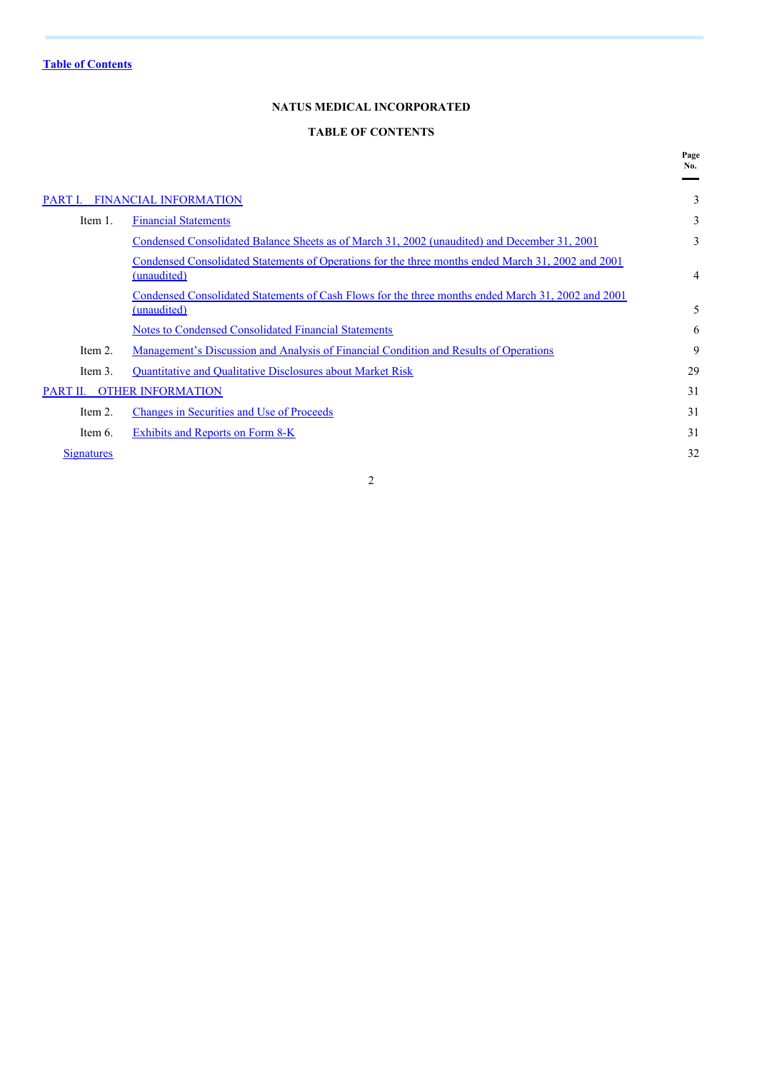[Table of Contents](#)

**NATUS MEDICAL INCORPORATED**

**TABLE OF CONTENTS**

| | | | Page No. |
|---|---|---|---|
| PART I. FINANCIAL INFORMATION | | | 3 |
| | Item 1. | Financial Statements | 3 |
| | | Condensed Consolidated Balance Sheets as of March 31, 2002 (unaudited) and December 31, 2001 | 3 |
| | | Condensed Consolidated Statements of Operations for the three months ended March 31, 2002 and 2001 (unaudited) | 4 |
| | | Condensed Consolidated Statements of Cash Flows for the three months ended March 31, 2002 and 2001 (unaudited) | 5 |
| | | Notes to Condensed Consolidated Financial Statements | 6 |
| | Item 2. | Management's Discussion and Analysis of Financial Condition and Results of Operations | 9 |
| | Item 3. | Quantitative and Qualitative Disclosures about Market Risk | 29 |
| PART II. OTHER INFORMATION | | | 31 |
| | Item 2. | Changes in Securities and Use of Proceeds | 31 |
| | Item 6. | Exhibits and Reports on Form 8-K | 31 |
| Signatures | | | 32 |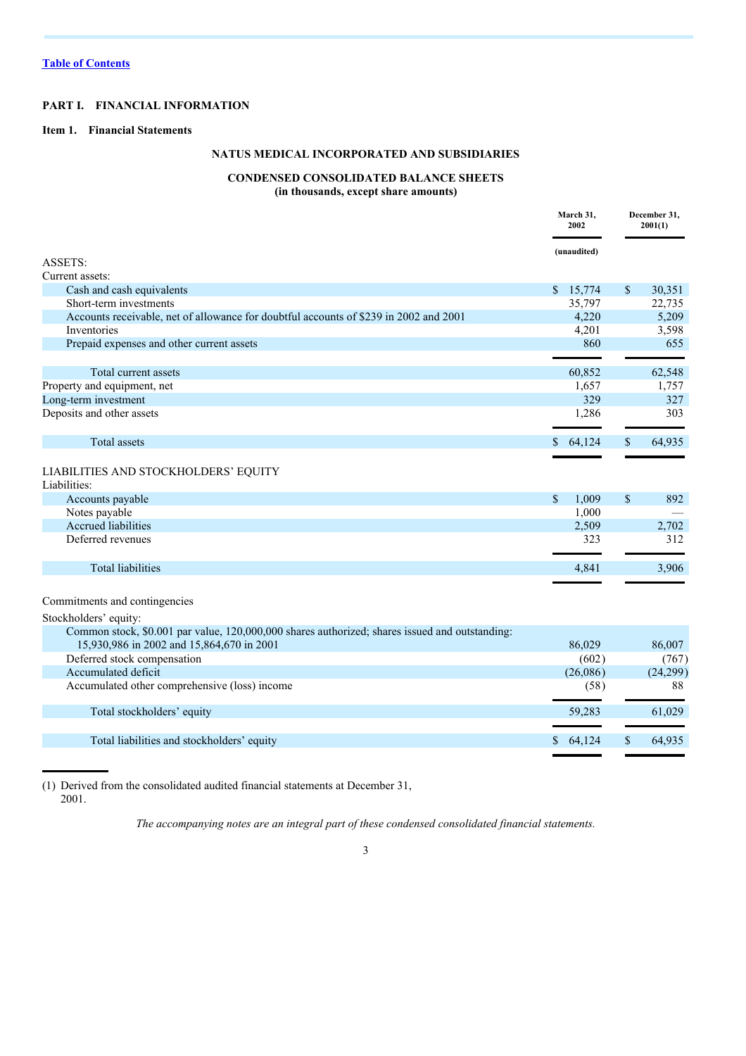[Table of Contents]

# PART I. FINANCIAL INFORMATION

## Item 1. Financial Statements

### NATUS MEDICAL INCORPORATED AND SUBSIDIARIES

### CONDENSED CONSOLIDATED BALANCE SHEETS
**(in thousands, except share amounts)**

| | March 31, 2002 | December 31, 2001(1) |
|---|---|---|
| | (unaudited) | |
| ASSETS: | | |
| Current assets: | | |
| Cash and cash equivalents | $ 15,774 | $ 30,351 |
| Short-term investments | 35,797 | 22,735 |
| Accounts receivable, net of allowance for doubtful accounts of $239 in 2002 and 2001 | 4,220 | 5,209 |
| Inventories | 4,201 | 3,598 |
| Prepaid expenses and other current assets | 860 | 655 |
| Total current assets | 60,852 | 62,548 |
| Property and equipment, net | 1,657 | 1,757 |
| Long-term investment | 329 | 327 |
| Deposits and other assets | 1,286 | 303 |
| Total assets | $ 64,124 | $ 64,935 |
| LIABILITIES AND STOCKHOLDERS' EQUITY | | |
| Liabilities: | | |
| Accounts payable | $ 1,009 | $ 892 |
| Notes payable | 1,000 | — |
| Accrued liabilities | 2,509 | 2,702 |
| Deferred revenues | 323 | 312 |
| Total liabilities | 4,841 | 3,906 |
| Commitments and contingencies | | |
| Stockholders' equity: | | |
| Common stock, $0.001 par value, 120,000,000 shares authorized; shares issued and outstanding: 15,930,986 in 2002 and 15,864,670 in 2001 | 86,029 | 86,007 |
| Deferred stock compensation | (602) | (767) |
| Accumulated deficit | (26,086) | (24,299) |
| Accumulated other comprehensive (loss) income | (58) | 88 |
| Total stockholders' equity | 59,283 | 61,029 |
| Total liabilities and stockholders' equity | $ 64,124 | $ 64,935 |

(1) Derived from the consolidated audited financial statements at December 31, 2001.

*The accompanying notes are an integral part of these condensed consolidated financial statements.*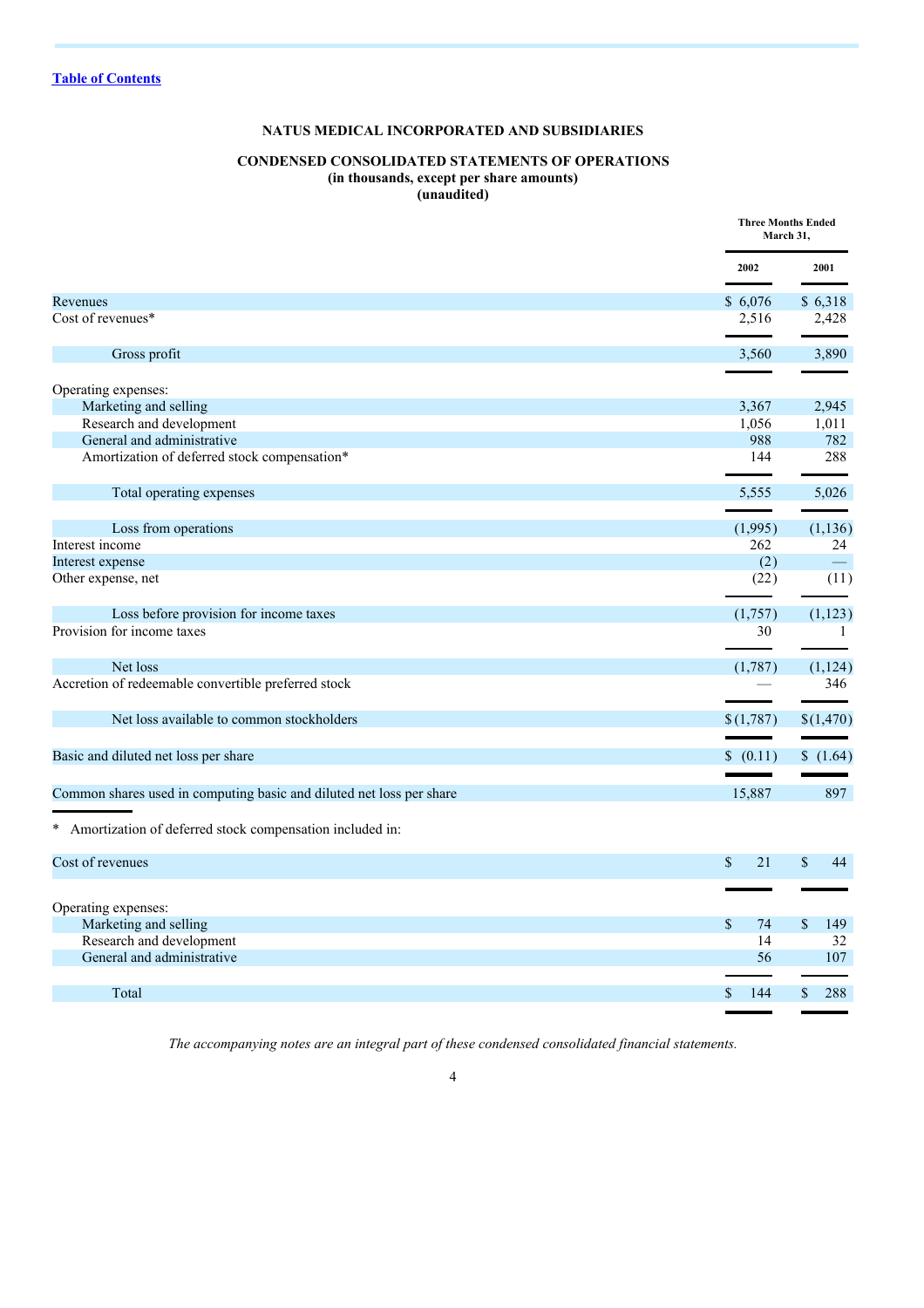[Table of Contents](#)

## NATUS MEDICAL INCORPORATED AND SUBSIDIARIES

### CONDENSED CONSOLIDATED STATEMENTS OF OPERATIONS
**(in thousands, except per share amounts)**
**(unaudited)**

| | Three Months Ended March 31, | |
|---|---|---|
| | **2002** | **2001** |
| Revenues | $ 6,076 | $ 6,318 |
| Cost of revenues* | 2,516 | 2,428 |
| Gross profit | 3,560 | 3,890 |
| Operating expenses: | | |
| Marketing and selling | 3,367 | 2,945 |
| Research and development | 1,056 | 1,011 |
| General and administrative | 988 | 782 |
| Amortization of deferred stock compensation* | 144 | 288 |
| Total operating expenses | 5,555 | 5,026 |
| Loss from operations | (1,995) | (1,136) |
| Interest income | 262 | 24 |
| Interest expense | (2) | — |
| Other expense, net | (22) | (11) |
| Loss before provision for income taxes | (1,757) | (1,123) |
| Provision for income taxes | 30 | 1 |
| Net loss | (1,787) | (1,124) |
| Accretion of redeemable convertible preferred stock | — | 346 |
| Net loss available to common stockholders | $ (1,787) | $ (1,470) |
| Basic and diluted net loss per share | $ (0.11) | $ (1.64) |
| Common shares used in computing basic and diluted net loss per share | 15,887 | 897 |

\* Amortization of deferred stock compensation included in:

| | 2002 | 2001 |
|---|---|---|
| Cost of revenues | $ 21 | $ 44 |
| Operating expenses: | | |
| Marketing and selling | $ 74 | $ 149 |
| Research and development | 14 | 32 |
| General and administrative | 56 | 107 |
| Total | $ 144 | $ 288 |

*The accompanying notes are an integral part of these condensed consolidated financial statements.*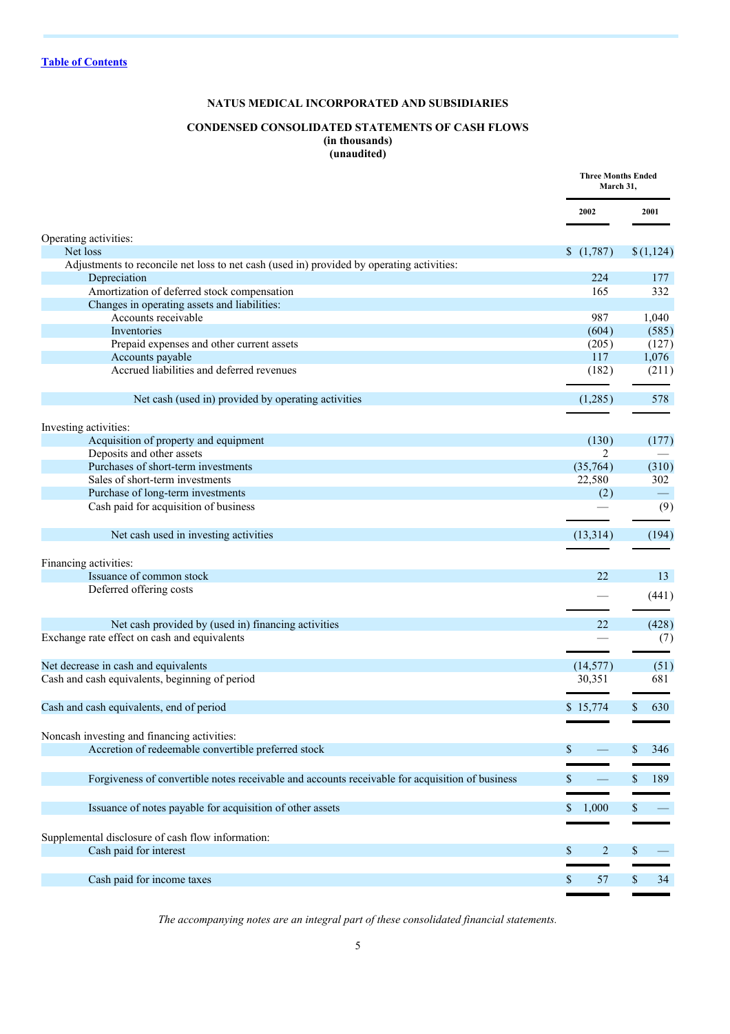[Table of Contents](#)

**NATUS MEDICAL INCORPORATED AND SUBSIDIARIES**

**CONDENSED CONSOLIDATED STATEMENTS OF CASH FLOWS**
**(in thousands)**
**(unaudited)**

| | Three Months Ended March 31, | |
|---|---|---|
| | **2002** | **2001** |
| Operating activities: | | |
| Net loss | $ (1,787) | $ (1,124) |
| Adjustments to reconcile net loss to net cash (used in) provided by operating activities: | | |
| Depreciation | 224 | 177 |
| Amortization of deferred stock compensation | 165 | 332 |
| Changes in operating assets and liabilities: | | |
| Accounts receivable | 987 | 1,040 |
| Inventories | (604) | (585) |
| Prepaid expenses and other current assets | (205) | (127) |
| Accounts payable | 117 | 1,076 |
| Accrued liabilities and deferred revenues | (182) | (211) |
| Net cash (used in) provided by operating activities | (1,285) | 578 |
| Investing activities: | | |
| Acquisition of property and equipment | (130) | (177) |
| Deposits and other assets | 2 | — |
| Purchases of short-term investments | (35,764) | (310) |
| Sales of short-term investments | 22,580 | 302 |
| Purchase of long-term investments | (2) | — |
| Cash paid for acquisition of business | — | (9) |
| Net cash used in investing activities | (13,314) | (194) |
| Financing activities: | | |
| Issuance of common stock | 22 | 13 |
| Deferred offering costs | — | (441) |
| Net cash provided by (used in) financing activities | 22 | (428) |
| Exchange rate effect on cash and equivalents | — | (7) |
| Net decrease in cash and equivalents | (14,577) | (51) |
| Cash and cash equivalents, beginning of period | 30,351 | 681 |
| Cash and cash equivalents, end of period | $ 15,774 | $ 630 |
| Noncash investing and financing activities: | | |
| Accretion of redeemable convertible preferred stock | $ — | $ 346 |
| Forgiveness of convertible notes receivable and accounts receivable for acquisition of business | $ — | $ 189 |
| Issuance of notes payable for acquisition of other assets | $ 1,000 | $ — |
| Supplemental disclosure of cash flow information: | | |
| Cash paid for interest | $ 2 | $ — |
| Cash paid for income taxes | $ 57 | $ 34 |

*The accompanying notes are an integral part of these consolidated financial statements.*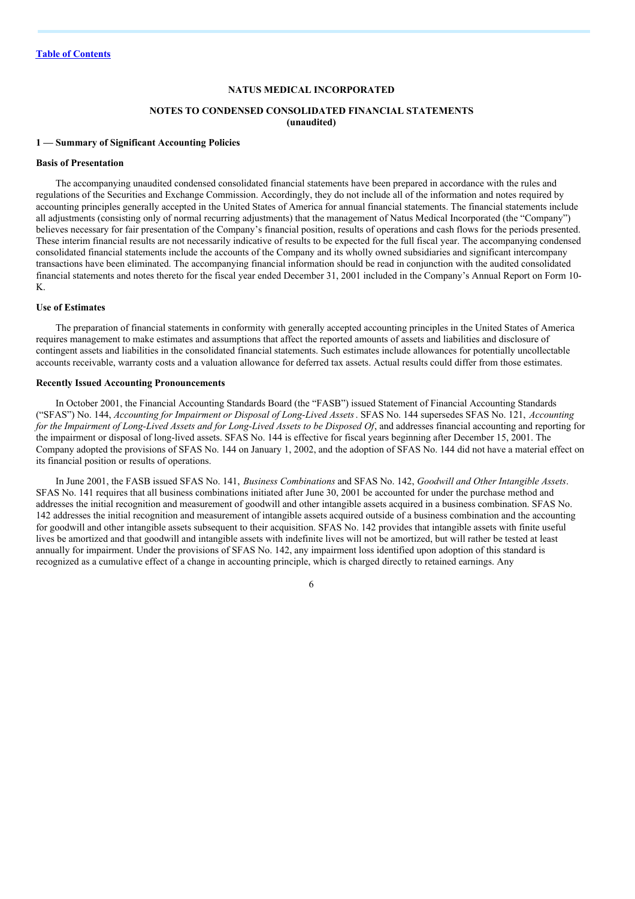# NATUS MEDICAL INCORPORATED

## NOTES TO CONDENSED CONSOLIDATED FINANCIAL STATEMENTS
**(unaudited)**

### 1 — Summary of Significant Accounting Policies

#### Basis of Presentation

The accompanying unaudited condensed consolidated financial statements have been prepared in accordance with the rules and regulations of the Securities and Exchange Commission. Accordingly, they do not include all of the information and notes required by accounting principles generally accepted in the United States of America for annual financial statements. The financial statements include all adjustments (consisting only of normal recurring adjustments) that the management of Natus Medical Incorporated (the "Company") believes necessary for fair presentation of the Company's financial position, results of operations and cash flows for the periods presented. These interim financial results are not necessarily indicative of results to be expected for the full fiscal year. The accompanying condensed consolidated financial statements include the accounts of the Company and its wholly owned subsidiaries and significant intercompany transactions have been eliminated. The accompanying financial information should be read in conjunction with the audited consolidated financial statements and notes thereto for the fiscal year ended December 31, 2001 included in the Company's Annual Report on Form 10-K.

#### Use of Estimates

The preparation of financial statements in conformity with generally accepted accounting principles in the United States of America requires management to make estimates and assumptions that affect the reported amounts of assets and liabilities and disclosure of contingent assets and liabilities in the consolidated financial statements. Such estimates include allowances for potentially uncollectable accounts receivable, warranty costs and a valuation allowance for deferred tax assets. Actual results could differ from those estimates.

#### Recently Issued Accounting Pronouncements

In October 2001, the Financial Accounting Standards Board (the "FASB") issued Statement of Financial Accounting Standards ("SFAS") No. 144, *Accounting for Impairment or Disposal of Long-Lived Assets*. SFAS No. 144 supersedes SFAS No. 121, *Accounting for the Impairment of Long-Lived Assets and for Long-Lived Assets to be Disposed Of*, and addresses financial accounting and reporting for the impairment or disposal of long-lived assets. SFAS No. 144 is effective for fiscal years beginning after December 15, 2001. The Company adopted the provisions of SFAS No. 144 on January 1, 2002, and the adoption of SFAS No. 144 did not have a material effect on its financial position or results of operations.

In June 2001, the FASB issued SFAS No. 141, *Business Combinations* and SFAS No. 142, *Goodwill and Other Intangible Assets*. SFAS No. 141 requires that all business combinations initiated after June 30, 2001 be accounted for under the purchase method and addresses the initial recognition and measurement of goodwill and other intangible assets acquired in a business combination. SFAS No. 142 addresses the initial recognition and measurement of intangible assets acquired outside of a business combination and the accounting for goodwill and other intangible assets subsequent to their acquisition. SFAS No. 142 provides that intangible assets with finite useful lives be amortized and that goodwill and intangible assets with indefinite lives will not be amortized, but will rather be tested at least annually for impairment. Under the provisions of SFAS No. 142, any impairment loss identified upon adoption of this standard is recognized as a cumulative effect of a change in accounting principle, which is charged directly to retained earnings. Any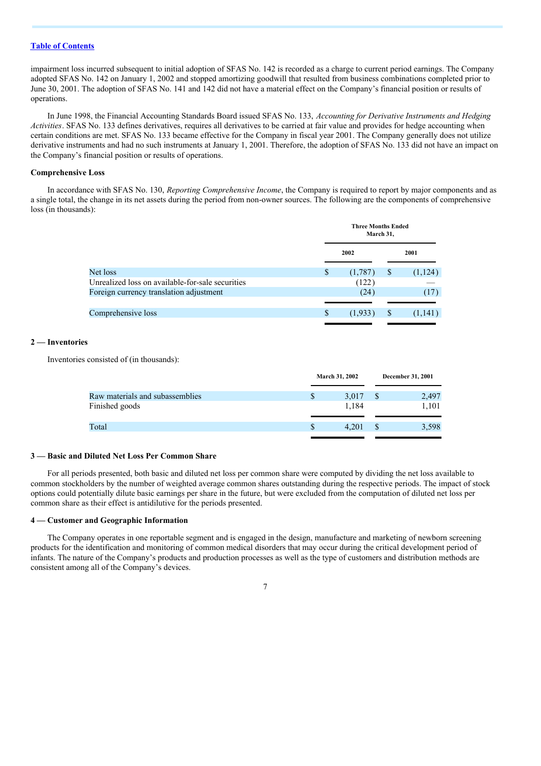[Table of Contents](#)

impairment loss incurred subsequent to initial adoption of SFAS No. 142 is recorded as a charge to current period earnings. The Company adopted SFAS No. 142 on January 1, 2002 and stopped amortizing goodwill that resulted from business combinations completed prior to June 30, 2001. The adoption of SFAS No. 141 and 142 did not have a material effect on the Company's financial position or results of operations.

In June 1998, the Financial Accounting Standards Board issued SFAS No. 133, *Accounting for Derivative Instruments and Hedging Activities*. SFAS No. 133 defines derivatives, requires all derivatives to be carried at fair value and provides for hedge accounting when certain conditions are met. SFAS No. 133 became effective for the Company in fiscal year 2001. The Company generally does not utilize derivative instruments and had no such instruments at January 1, 2001. Therefore, the adoption of SFAS No. 133 did not have an impact on the Company's financial position or results of operations.

**Comprehensive Loss**

In accordance with SFAS No. 130, *Reporting Comprehensive Income*, the Company is required to report by major components and as a single total, the change in its net assets during the period from non-owner sources. The following are the components of comprehensive loss (in thousands):

| | Three Months Ended March 31, | |
|---|---|---|
| | 2002 | 2001 |
| Net loss | $ (1,787) | $ (1,124) |
| Unrealized loss on available-for-sale securities | (122) | — |
| Foreign currency translation adjustment | (24) | (17) |
| Comprehensive loss | $ (1,933) | $ (1,141) |

**2 — Inventories**

Inventories consisted of (in thousands):

| | March 31, 2002 | December 31, 2001 |
|---|---|---|
| Raw materials and subassemblies | $ 3,017 | $ 2,497 |
| Finished goods | 1,184 | 1,101 |
| Total | $ 4,201 | $ 3,598 |

**3 — Basic and Diluted Net Loss Per Common Share**

For all periods presented, both basic and diluted net loss per common share were computed by dividing the net loss available to common stockholders by the number of weighted average common shares outstanding during the respective periods. The impact of stock options could potentially dilute basic earnings per share in the future, but were excluded from the computation of diluted net loss per common share as their effect is antidilutive for the periods presented.

**4 — Customer and Geographic Information**

The Company operates in one reportable segment and is engaged in the design, manufacture and marketing of newborn screening products for the identification and monitoring of common medical disorders that may occur during the critical development period of infants. The nature of the Company's products and production processes as well as the type of customers and distribution methods are consistent among all of the Company's devices.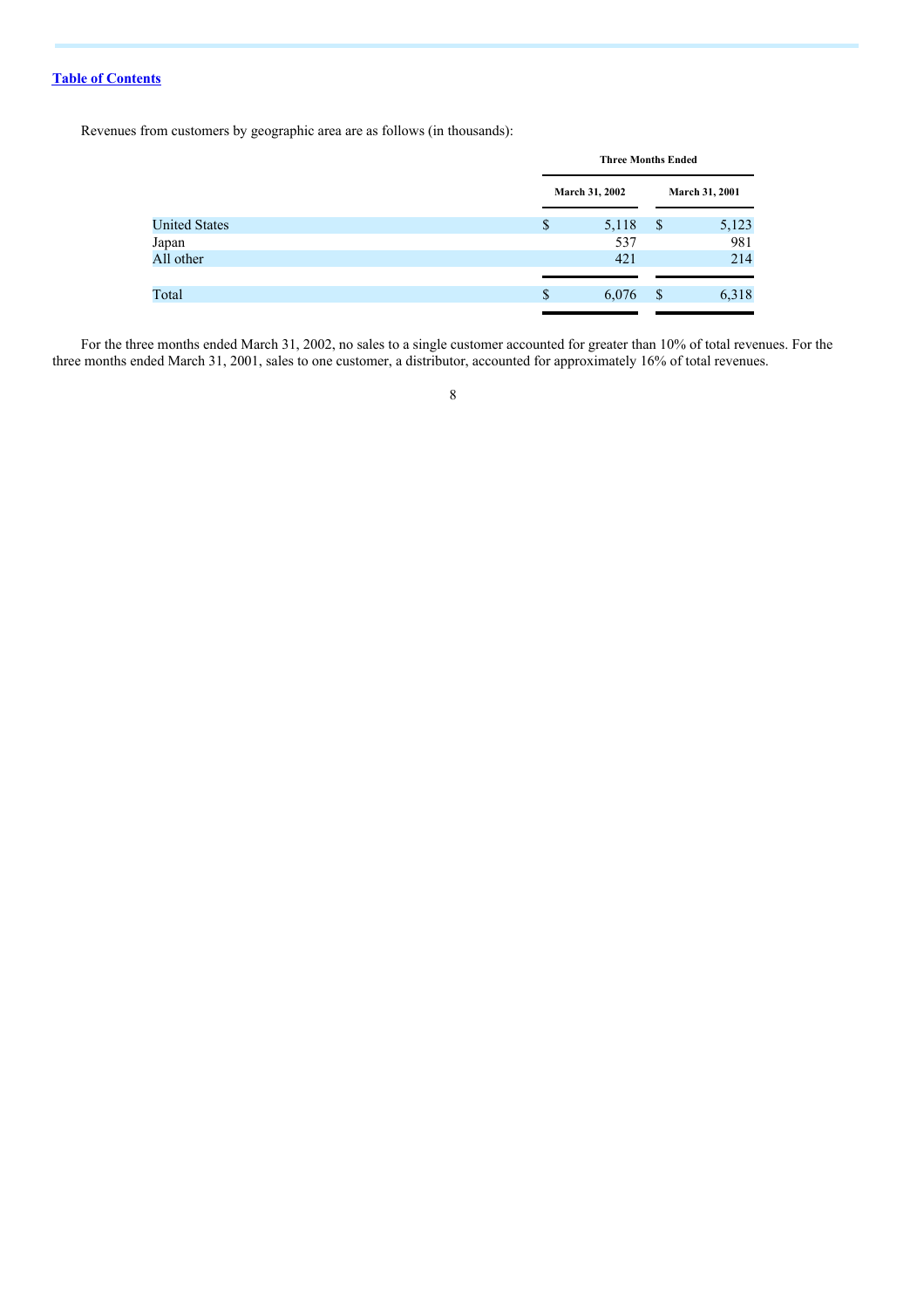[Table of Contents](#)

Revenues from customers by geographic area are as follows (in thousands):

| | Three Months Ended | |
|---|---|---|
| | March 31, 2002 | March 31, 2001 |
| United States | $ 5,118 | $ 5,123 |
| Japan | 537 | 981 |
| All other | 421 | 214 |
| Total | $ 6,076 | $ 6,318 |

For the three months ended March 31, 2002, no sales to a single customer accounted for greater than 10% of total revenues. For the three months ended March 31, 2001, sales to one customer, a distributor, accounted for approximately 16% of total revenues.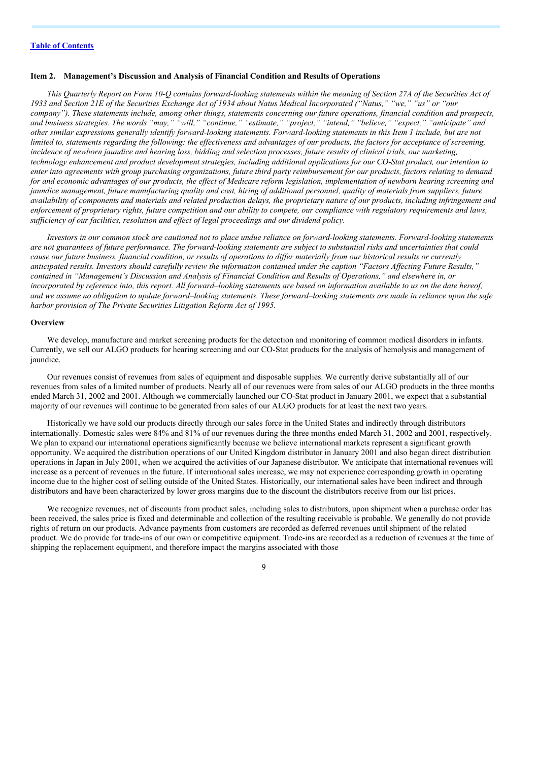[Table of Contents](#)

### Item 2. Management's Discussion and Analysis of Financial Condition and Results of Operations

*This Quarterly Report on Form 10-Q contains forward-looking statements within the meaning of Section 27A of the Securities Act of 1933 and Section 21E of the Securities Exchange Act of 1934 about Natus Medical Incorporated ("Natus," "we," "us" or "our company"). These statements include, among other things, statements concerning our future operations, financial condition and prospects, and business strategies. The words "may," "will," "continue," "estimate," "project," "intend," "believe," "expect," "anticipate" and other similar expressions generally identify forward-looking statements. Forward-looking statements in this Item 1 include, but are not limited to, statements regarding the following: the effectiveness and advantages of our products, the factors for acceptance of screening, incidence of newborn jaundice and hearing loss, bidding and selection processes, future results of clinical trials, our marketing, technology enhancement and product development strategies, including additional applications for our CO-Stat product, our intention to enter into agreements with group purchasing organizations, future third party reimbursement for our products, factors relating to demand for and economic advantages of our products, the effect of Medicare reform legislation, implementation of newborn hearing screening and jaundice management, future manufacturing quality and cost, hiring of additional personnel, quality of materials from suppliers, future availability of components and materials and related production delays, the proprietary nature of our products, including infringement and enforcement of proprietary rights, future competition and our ability to compete, our compliance with regulatory requirements and laws, sufficiency of our facilities, resolution and effect of legal proceedings and our dividend policy.*

*Investors in our common stock are cautioned not to place undue reliance on forward-looking statements. Forward-looking statements are not guarantees of future performance. The forward-looking statements are subject to substantial risks and uncertainties that could cause our future business, financial condition, or results of operations to differ materially from our historical results or currently anticipated results. Investors should carefully review the information contained under the caption "Factors Affecting Future Results," contained in "Management's Discussion and Analysis of Financial Condition and Results of Operations," and elsewhere in, or incorporated by reference into, this report. All forward–looking statements are based on information available to us on the date hereof, and we assume no obligation to update forward–looking statements. These forward–looking statements are made in reliance upon the safe harbor provision of The Private Securities Litigation Reform Act of 1995.*

#### Overview

We develop, manufacture and market screening products for the detection and monitoring of common medical disorders in infants. Currently, we sell our ALGO products for hearing screening and our CO-Stat products for the analysis of hemolysis and management of jaundice.

Our revenues consist of revenues from sales of equipment and disposable supplies. We currently derive substantially all of our revenues from sales of a limited number of products. Nearly all of our revenues were from sales of our ALGO products in the three months ended March 31, 2002 and 2001. Although we commercially launched our CO-Stat product in January 2001, we expect that a substantial majority of our revenues will continue to be generated from sales of our ALGO products for at least the next two years.

Historically we have sold our products directly through our sales force in the United States and indirectly through distributors internationally. Domestic sales were 84% and 81% of our revenues during the three months ended March 31, 2002 and 2001, respectively. We plan to expand our international operations significantly because we believe international markets represent a significant growth opportunity. We acquired the distribution operations of our United Kingdom distributor in January 2001 and also began direct distribution operations in Japan in July 2001, when we acquired the activities of our Japanese distributor. We anticipate that international revenues will increase as a percent of revenues in the future. If international sales increase, we may not experience corresponding growth in operating income due to the higher cost of selling outside of the United States. Historically, our international sales have been indirect and through distributors and have been characterized by lower gross margins due to the discount the distributors receive from our list prices.

We recognize revenues, net of discounts from product sales, including sales to distributors, upon shipment when a purchase order has been received, the sales price is fixed and determinable and collection of the resulting receivable is probable. We generally do not provide rights of return on our products. Advance payments from customers are recorded as deferred revenues until shipment of the related product. We do provide for trade-ins of our own or competitive equipment. Trade-ins are recorded as a reduction of revenues at the time of shipping the replacement equipment, and therefore impact the margins associated with those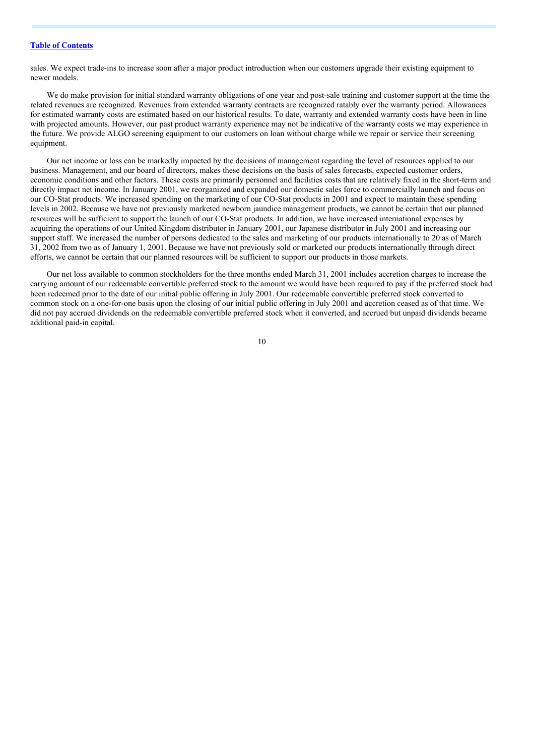sales. We expect trade-ins to increase soon after a major product introduction when our customers upgrade their existing equipment to newer models.

We do make provision for initial standard warranty obligations of one year and post-sale training and customer support at the time the related revenues are recognized. Revenues from extended warranty contracts are recognized ratably over the warranty period. Allowances for estimated warranty costs are estimated based on our historical results. To date, warranty and extended warranty costs have been in line with projected amounts. However, our past product warranty experience may not be indicative of the warranty costs we may experience in the future. We provide ALGO screening equipment to our customers on loan without charge while we repair or service their screening equipment.

Our net income or loss can be markedly impacted by the decisions of management regarding the level of resources applied to our business. Management, and our board of directors, makes these decisions on the basis of sales forecasts, expected customer orders, economic conditions and other factors. These costs are primarily personnel and facilities costs that are relatively fixed in the short-term and directly impact net income. In January 2001, we reorganized and expanded our domestic sales force to commercially launch and focus on our CO-Stat products. We increased spending on the marketing of our CO-Stat products in 2001 and expect to maintain these spending levels in 2002. Because we have not previously marketed newborn jaundice management products, we cannot be certain that our planned resources will be sufficient to support the launch of our CO-Stat products. In addition, we have increased international expenses by acquiring the operations of our United Kingdom distributor in January 2001, our Japanese distributor in July 2001 and increasing our support staff. We increased the number of persons dedicated to the sales and marketing of our products internationally to 20 as of March 31, 2002 from two as of January 1, 2001. Because we have not previously sold or marketed our products internationally through direct efforts, we cannot be certain that our planned resources will be sufficient to support our products in those markets.

Our net loss available to common stockholders for the three months ended March 31, 2001 includes accretion charges to increase the carrying amount of our redeemable convertible preferred stock to the amount we would have been required to pay if the preferred stock had been redeemed prior to the date of our initial public offering in July 2001. Our redeemable convertible preferred stock converted to common stock on a one-for-one basis upon the closing of our initial public offering in July 2001 and accretion ceased as of that time. We did not pay accrued dividends on the redeemable convertible preferred stock when it converted, and accrued but unpaid dividends became additional paid-in capital.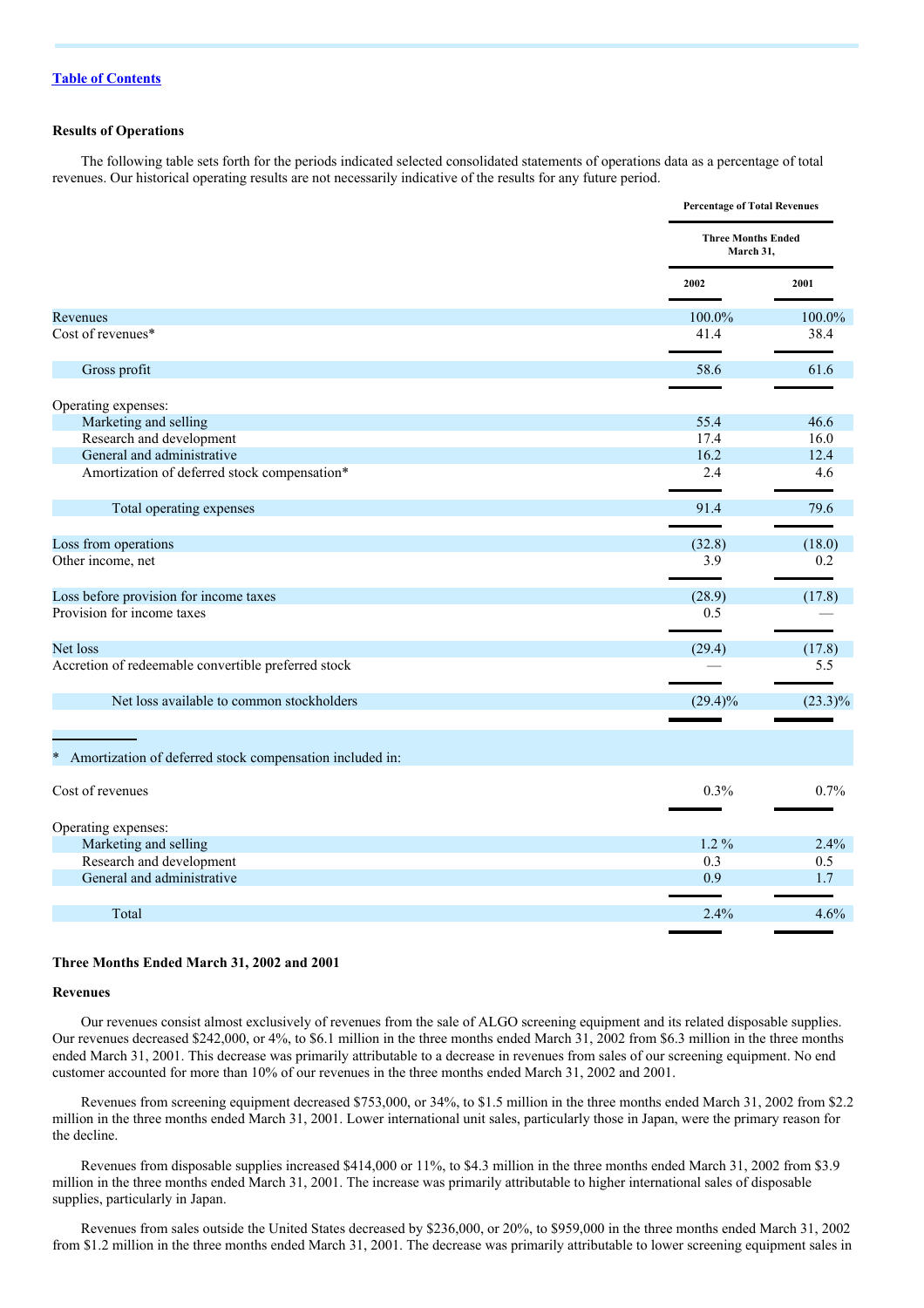[Table of Contents](#)

**Results of Operations**

The following table sets forth for the periods indicated selected consolidated statements of operations data as a percentage of total revenues. Our historical operating results are not necessarily indicative of the results for any future period.

| | Percentage of Total Revenues | |
|---|---|---|
| | Three Months Ended March 31, | |
| | 2002 | 2001 |
| Revenues | 100.0% | 100.0% |
| Cost of revenues* | 41.4 | 38.4 |
| Gross profit | 58.6 | 61.6 |
| Operating expenses: | | |
| Marketing and selling | 55.4 | 46.6 |
| Research and development | 17.4 | 16.0 |
| General and administrative | 16.2 | 12.4 |
| Amortization of deferred stock compensation* | 2.4 | 4.6 |
| Total operating expenses | 91.4 | 79.6 |
| Loss from operations | (32.8) | (18.0) |
| Other income, net | 3.9 | 0.2 |
| Loss before provision for income taxes | (28.9) | (17.8) |
| Provision for income taxes | 0.5 | — |
| Net loss | (29.4) | (17.8) |
| Accretion of redeemable convertible preferred stock | — | 5.5 |
| Net loss available to common stockholders | (29.4)% | (23.3)% |

| * Amortization of deferred stock compensation included in: | | |
|---|---|---|
| Cost of revenues | 0.3% | 0.7% |
| Operating expenses: | | |
| Marketing and selling | 1.2 % | 2.4% |
| Research and development | 0.3 | 0.5 |
| General and administrative | 0.9 | 1.7 |
| Total | 2.4% | 4.6% |

**Three Months Ended March 31, 2002 and 2001**

**Revenues**

Our revenues consist almost exclusively of revenues from the sale of ALGO screening equipment and its related disposable supplies. Our revenues decreased $242,000, or 4%, to $6.1 million in the three months ended March 31, 2002 from $6.3 million in the three months ended March 31, 2001. This decrease was primarily attributable to a decrease in revenues from sales of our screening equipment. No end customer accounted for more than 10% of our revenues in the three months ended March 31, 2002 and 2001.

Revenues from screening equipment decreased $753,000, or 34%, to $1.5 million in the three months ended March 31, 2002 from $2.2 million in the three months ended March 31, 2001. Lower international unit sales, particularly those in Japan, were the primary reason for the decline.

Revenues from disposable supplies increased $414,000 or 11%, to $4.3 million in the three months ended March 31, 2002 from $3.9 million in the three months ended March 31, 2001. The increase was primarily attributable to higher international sales of disposable supplies, particularly in Japan.

Revenues from sales outside the United States decreased by $236,000, or 20%, to $959,000 in the three months ended March 31, 2002 from $1.2 million in the three months ended March 31, 2001. The decrease was primarily attributable to lower screening equipment sales in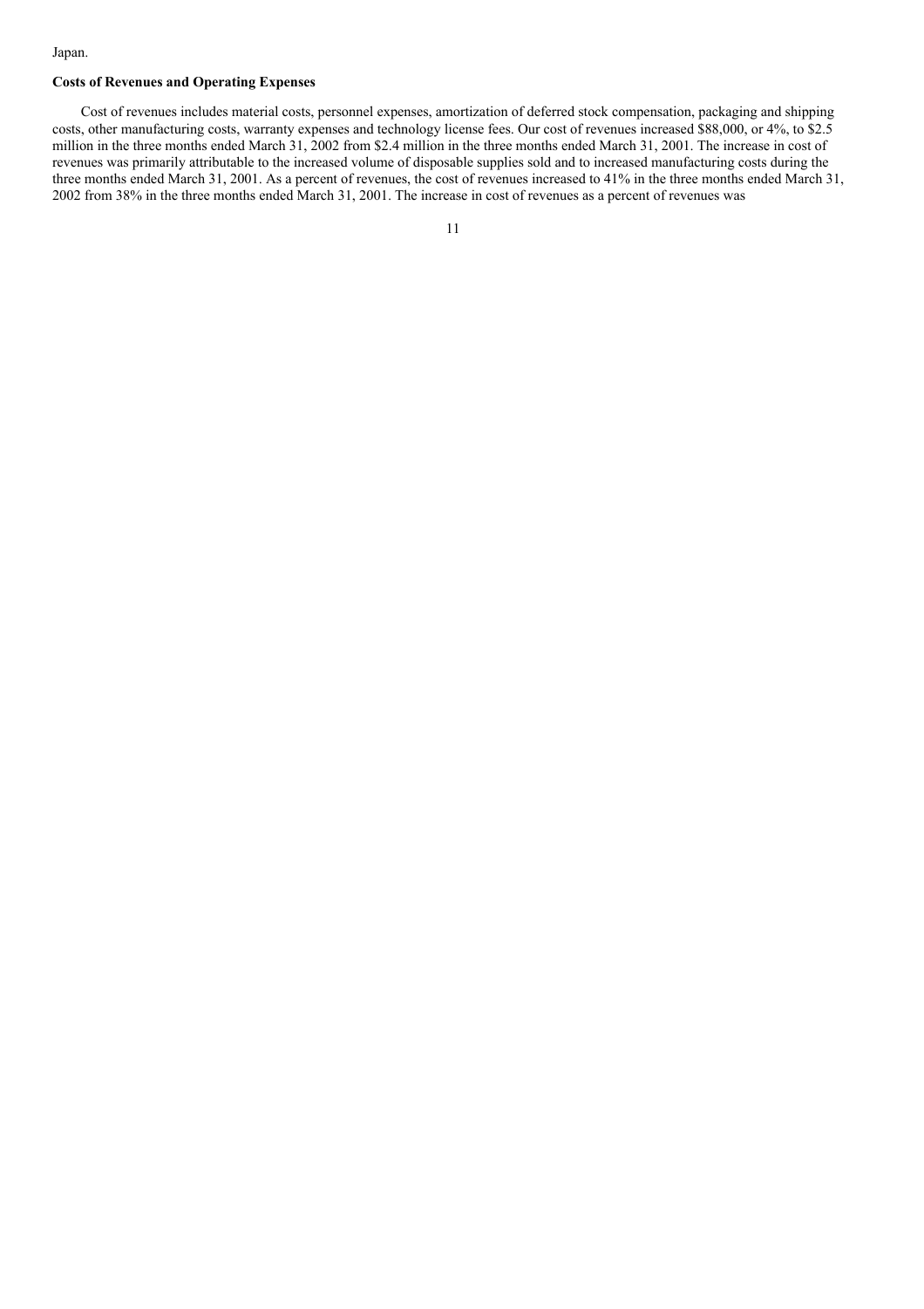Japan.

**Costs of Revenues and Operating Expenses**

Cost of revenues includes material costs, personnel expenses, amortization of deferred stock compensation, packaging and shipping costs, other manufacturing costs, warranty expenses and technology license fees. Our cost of revenues increased $88,000, or 4%, to $2.5 million in the three months ended March 31, 2002 from $2.4 million in the three months ended March 31, 2001. The increase in cost of revenues was primarily attributable to the increased volume of disposable supplies sold and to increased manufacturing costs during the three months ended March 31, 2001. As a percent of revenues, the cost of revenues increased to 41% in the three months ended March 31, 2002 from 38% in the three months ended March 31, 2001. The increase in cost of revenues as a percent of revenues was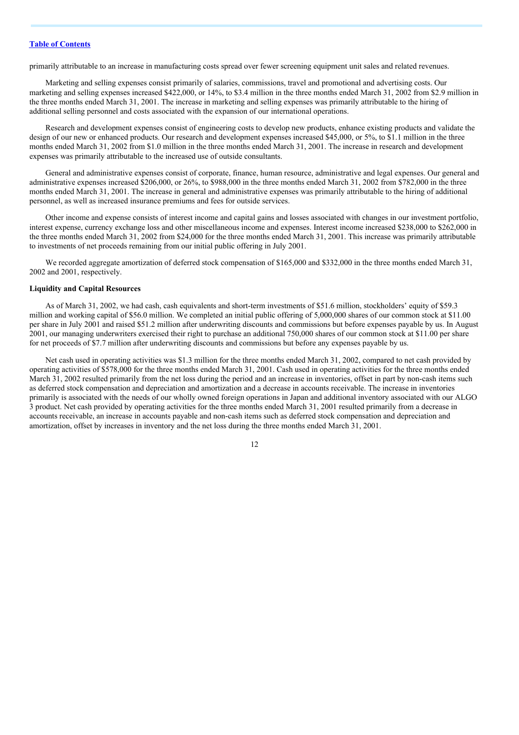primarily attributable to an increase in manufacturing costs spread over fewer screening equipment unit sales and related revenues.

Marketing and selling expenses consist primarily of salaries, commissions, travel and promotional and advertising costs. Our marketing and selling expenses increased $422,000, or 14%, to $3.4 million in the three months ended March 31, 2002 from $2.9 million in the three months ended March 31, 2001. The increase in marketing and selling expenses was primarily attributable to the hiring of additional selling personnel and costs associated with the expansion of our international operations.

Research and development expenses consist of engineering costs to develop new products, enhance existing products and validate the design of our new or enhanced products. Our research and development expenses increased $45,000, or 5%, to $1.1 million in the three months ended March 31, 2002 from $1.0 million in the three months ended March 31, 2001. The increase in research and development expenses was primarily attributable to the increased use of outside consultants.

General and administrative expenses consist of corporate, finance, human resource, administrative and legal expenses. Our general and administrative expenses increased $206,000, or 26%, to $988,000 in the three months ended March 31, 2002 from $782,000 in the three months ended March 31, 2001. The increase in general and administrative expenses was primarily attributable to the hiring of additional personnel, as well as increased insurance premiums and fees for outside services.

Other income and expense consists of interest income and capital gains and losses associated with changes in our investment portfolio, interest expense, currency exchange loss and other miscellaneous income and expenses. Interest income increased $238,000 to $262,000 in the three months ended March 31, 2002 from $24,000 for the three months ended March 31, 2001. This increase was primarily attributable to investments of net proceeds remaining from our initial public offering in July 2001.

We recorded aggregate amortization of deferred stock compensation of $165,000 and $332,000 in the three months ended March 31, 2002 and 2001, respectively.

**Liquidity and Capital Resources**

As of March 31, 2002, we had cash, cash equivalents and short-term investments of $51.6 million, stockholders' equity of $59.3 million and working capital of $56.0 million. We completed an initial public offering of 5,000,000 shares of our common stock at $11.00 per share in July 2001 and raised $51.2 million after underwriting discounts and commissions but before expenses payable by us. In August 2001, our managing underwriters exercised their right to purchase an additional 750,000 shares of our common stock at $11.00 per share for net proceeds of $7.7 million after underwriting discounts and commissions but before any expenses payable by us.

Net cash used in operating activities was $1.3 million for the three months ended March 31, 2002, compared to net cash provided by operating activities of $578,000 for the three months ended March 31, 2001. Cash used in operating activities for the three months ended March 31, 2002 resulted primarily from the net loss during the period and an increase in inventories, offset in part by non-cash items such as deferred stock compensation and depreciation and amortization and a decrease in accounts receivable. The increase in inventories primarily is associated with the needs of our wholly owned foreign operations in Japan and additional inventory associated with our ALGO 3 product. Net cash provided by operating activities for the three months ended March 31, 2001 resulted primarily from a decrease in accounts receivable, an increase in accounts payable and non-cash items such as deferred stock compensation and depreciation and amortization, offset by increases in inventory and the net loss during the three months ended March 31, 2001.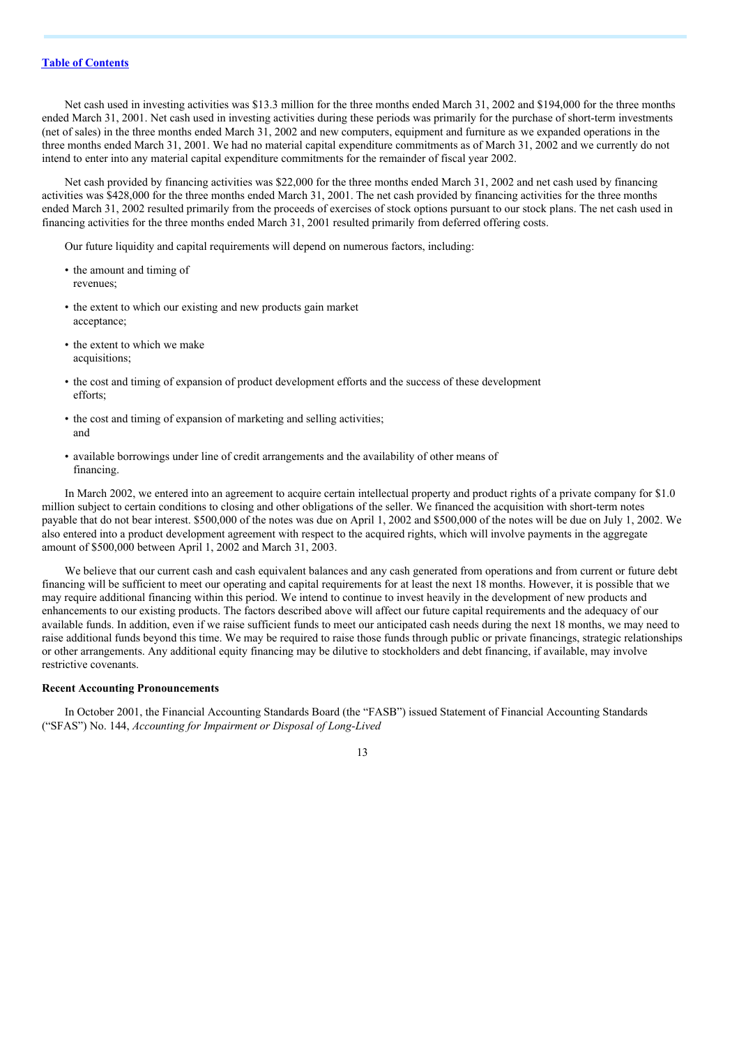Net cash used in investing activities was $13.3 million for the three months ended March 31, 2002 and $194,000 for the three months ended March 31, 2001. Net cash used in investing activities during these periods was primarily for the purchase of short-term investments (net of sales) in the three months ended March 31, 2002 and new computers, equipment and furniture as we expanded operations in the three months ended March 31, 2001. We had no material capital expenditure commitments as of March 31, 2002 and we currently do not intend to enter into any material capital expenditure commitments for the remainder of fiscal year 2002.

Net cash provided by financing activities was $22,000 for the three months ended March 31, 2002 and net cash used by financing activities was $428,000 for the three months ended March 31, 2001. The net cash provided by financing activities for the three months ended March 31, 2002 resulted primarily from the proceeds of exercises of stock options pursuant to our stock plans. The net cash used in financing activities for the three months ended March 31, 2001 resulted primarily from deferred offering costs.

Our future liquidity and capital requirements will depend on numerous factors, including:

- the amount and timing of revenues;
- the extent to which our existing and new products gain market acceptance;
- the extent to which we make acquisitions;
- the cost and timing of expansion of product development efforts and the success of these development efforts;
- the cost and timing of expansion of marketing and selling activities; and
- available borrowings under line of credit arrangements and the availability of other means of financing.

In March 2002, we entered into an agreement to acquire certain intellectual property and product rights of a private company for $1.0 million subject to certain conditions to closing and other obligations of the seller. We financed the acquisition with short-term notes payable that do not bear interest. $500,000 of the notes was due on April 1, 2002 and $500,000 of the notes will be due on July 1, 2002. We also entered into a product development agreement with respect to the acquired rights, which will involve payments in the aggregate amount of $500,000 between April 1, 2002 and March 31, 2003.

We believe that our current cash and cash equivalent balances and any cash generated from operations and from current or future debt financing will be sufficient to meet our operating and capital requirements for at least the next 18 months. However, it is possible that we may require additional financing within this period. We intend to continue to invest heavily in the development of new products and enhancements to our existing products. The factors described above will affect our future capital requirements and the adequacy of our available funds. In addition, even if we raise sufficient funds to meet our anticipated cash needs during the next 18 months, we may need to raise additional funds beyond this time. We may be required to raise those funds through public or private financings, strategic relationships or other arrangements. Any additional equity financing may be dilutive to stockholders and debt financing, if available, may involve restrictive covenants.

**Recent Accounting Pronouncements**

In October 2001, the Financial Accounting Standards Board (the "FASB") issued Statement of Financial Accounting Standards ("SFAS") No. 144, *Accounting for Impairment or Disposal of Long-Lived*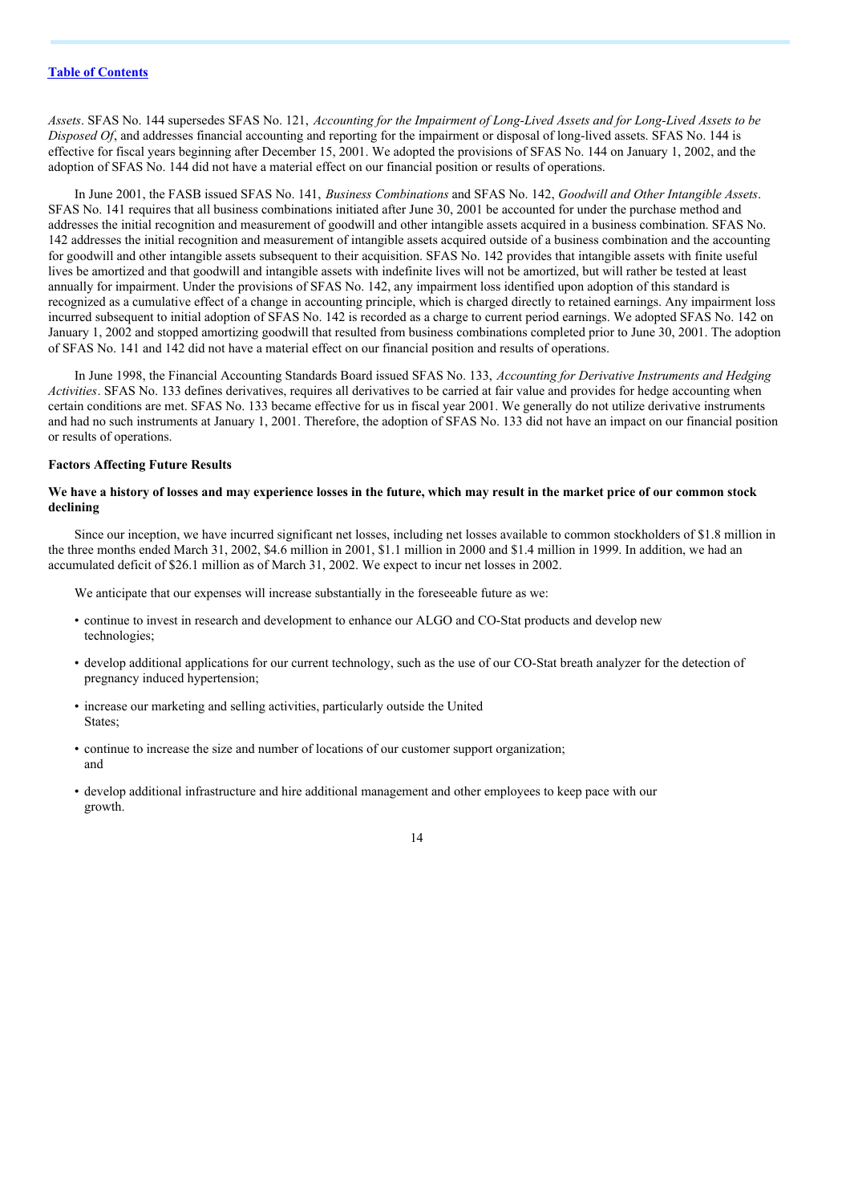*Assets*. SFAS No. 144 supersedes SFAS No. 121, *Accounting for the Impairment of Long-Lived Assets and for Long-Lived Assets to be Disposed Of*, and addresses financial accounting and reporting for the impairment or disposal of long-lived assets. SFAS No. 144 is effective for fiscal years beginning after December 15, 2001. We adopted the provisions of SFAS No. 144 on January 1, 2002, and the adoption of SFAS No. 144 did not have a material effect on our financial position or results of operations.

In June 2001, the FASB issued SFAS No. 141, *Business Combinations* and SFAS No. 142, *Goodwill and Other Intangible Assets*. SFAS No. 141 requires that all business combinations initiated after June 30, 2001 be accounted for under the purchase method and addresses the initial recognition and measurement of goodwill and other intangible assets acquired in a business combination. SFAS No. 142 addresses the initial recognition and measurement of intangible assets acquired outside of a business combination and the accounting for goodwill and other intangible assets subsequent to their acquisition. SFAS No. 142 provides that intangible assets with finite useful lives be amortized and that goodwill and intangible assets with indefinite lives will not be amortized, but will rather be tested at least annually for impairment. Under the provisions of SFAS No. 142, any impairment loss identified upon adoption of this standard is recognized as a cumulative effect of a change in accounting principle, which is charged directly to retained earnings. Any impairment loss incurred subsequent to initial adoption of SFAS No. 142 is recorded as a charge to current period earnings. We adopted SFAS No. 142 on January 1, 2002 and stopped amortizing goodwill that resulted from business combinations completed prior to June 30, 2001. The adoption of SFAS No. 141 and 142 did not have a material effect on our financial position and results of operations.

In June 1998, the Financial Accounting Standards Board issued SFAS No. 133, *Accounting for Derivative Instruments and Hedging Activities*. SFAS No. 133 defines derivatives, requires all derivatives to be carried at fair value and provides for hedge accounting when certain conditions are met. SFAS No. 133 became effective for us in fiscal year 2001. We generally do not utilize derivative instruments and had no such instruments at January 1, 2001. Therefore, the adoption of SFAS No. 133 did not have an impact on our financial position or results of operations.

**Factors Affecting Future Results**

**We have a history of losses and may experience losses in the future, which may result in the market price of our common stock declining**

Since our inception, we have incurred significant net losses, including net losses available to common stockholders of $1.8 million in the three months ended March 31, 2002, $4.6 million in 2001, $1.1 million in 2000 and $1.4 million in 1999. In addition, we had an accumulated deficit of $26.1 million as of March 31, 2002. We expect to incur net losses in 2002.

We anticipate that our expenses will increase substantially in the foreseeable future as we:

- continue to invest in research and development to enhance our ALGO and CO-Stat products and develop new technologies;
- develop additional applications for our current technology, such as the use of our CO-Stat breath analyzer for the detection of pregnancy induced hypertension;
- increase our marketing and selling activities, particularly outside the United States;
- continue to increase the size and number of locations of our customer support organization; and
- develop additional infrastructure and hire additional management and other employees to keep pace with our growth.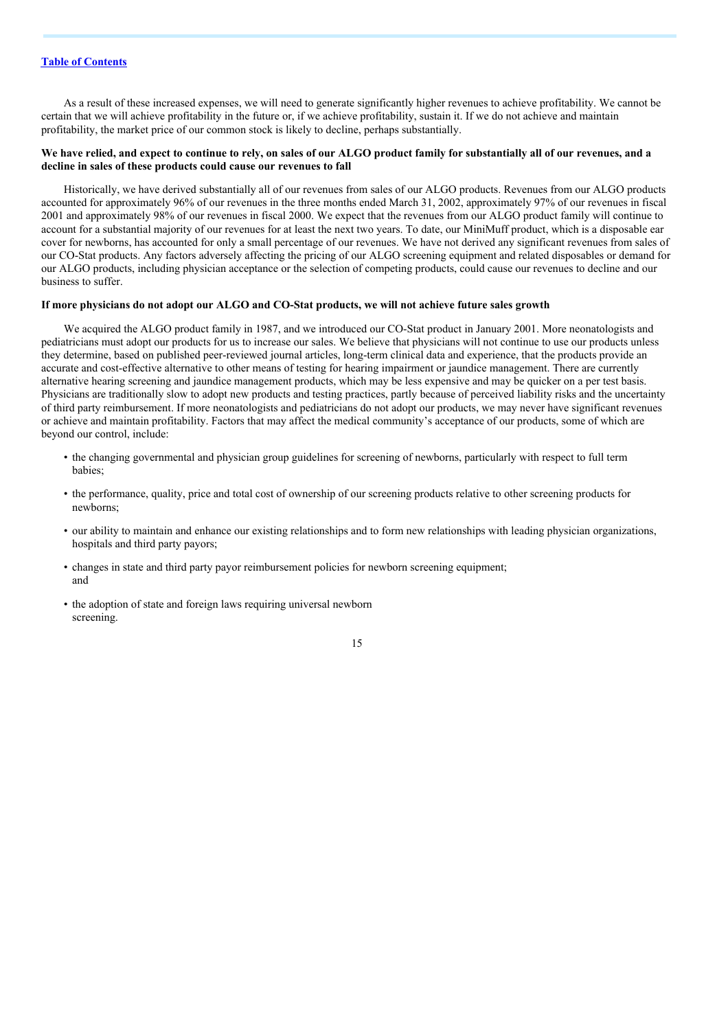As a result of these increased expenses, we will need to generate significantly higher revenues to achieve profitability. We cannot be certain that we will achieve profitability in the future or, if we achieve profitability, sustain it. If we do not achieve and maintain profitability, the market price of our common stock is likely to decline, perhaps substantially.

**We have relied, and expect to continue to rely, on sales of our ALGO product family for substantially all of our revenues, and a decline in sales of these products could cause our revenues to fall**

Historically, we have derived substantially all of our revenues from sales of our ALGO products. Revenues from our ALGO products accounted for approximately 96% of our revenues in the three months ended March 31, 2002, approximately 97% of our revenues in fiscal 2001 and approximately 98% of our revenues in fiscal 2000. We expect that the revenues from our ALGO product family will continue to account for a substantial majority of our revenues for at least the next two years. To date, our MiniMuff product, which is a disposable ear cover for newborns, has accounted for only a small percentage of our revenues. We have not derived any significant revenues from sales of our CO-Stat products. Any factors adversely affecting the pricing of our ALGO screening equipment and related disposables or demand for our ALGO products, including physician acceptance or the selection of competing products, could cause our revenues to decline and our business to suffer.

**If more physicians do not adopt our ALGO and CO-Stat products, we will not achieve future sales growth**

We acquired the ALGO product family in 1987, and we introduced our CO-Stat product in January 2001. More neonatologists and pediatricians must adopt our products for us to increase our sales. We believe that physicians will not continue to use our products unless they determine, based on published peer-reviewed journal articles, long-term clinical data and experience, that the products provide an accurate and cost-effective alternative to other means of testing for hearing impairment or jaundice management. There are currently alternative hearing screening and jaundice management products, which may be less expensive and may be quicker on a per test basis. Physicians are traditionally slow to adopt new products and testing practices, partly because of perceived liability risks and the uncertainty of third party reimbursement. If more neonatologists and pediatricians do not adopt our products, we may never have significant revenues or achieve and maintain profitability. Factors that may affect the medical community's acceptance of our products, some of which are beyond our control, include:

- the changing governmental and physician group guidelines for screening of newborns, particularly with respect to full term babies;
- the performance, quality, price and total cost of ownership of our screening products relative to other screening products for newborns;
- our ability to maintain and enhance our existing relationships and to form new relationships with leading physician organizations, hospitals and third party payors;
- changes in state and third party payor reimbursement policies for newborn screening equipment; and
- the adoption of state and foreign laws requiring universal newborn screening.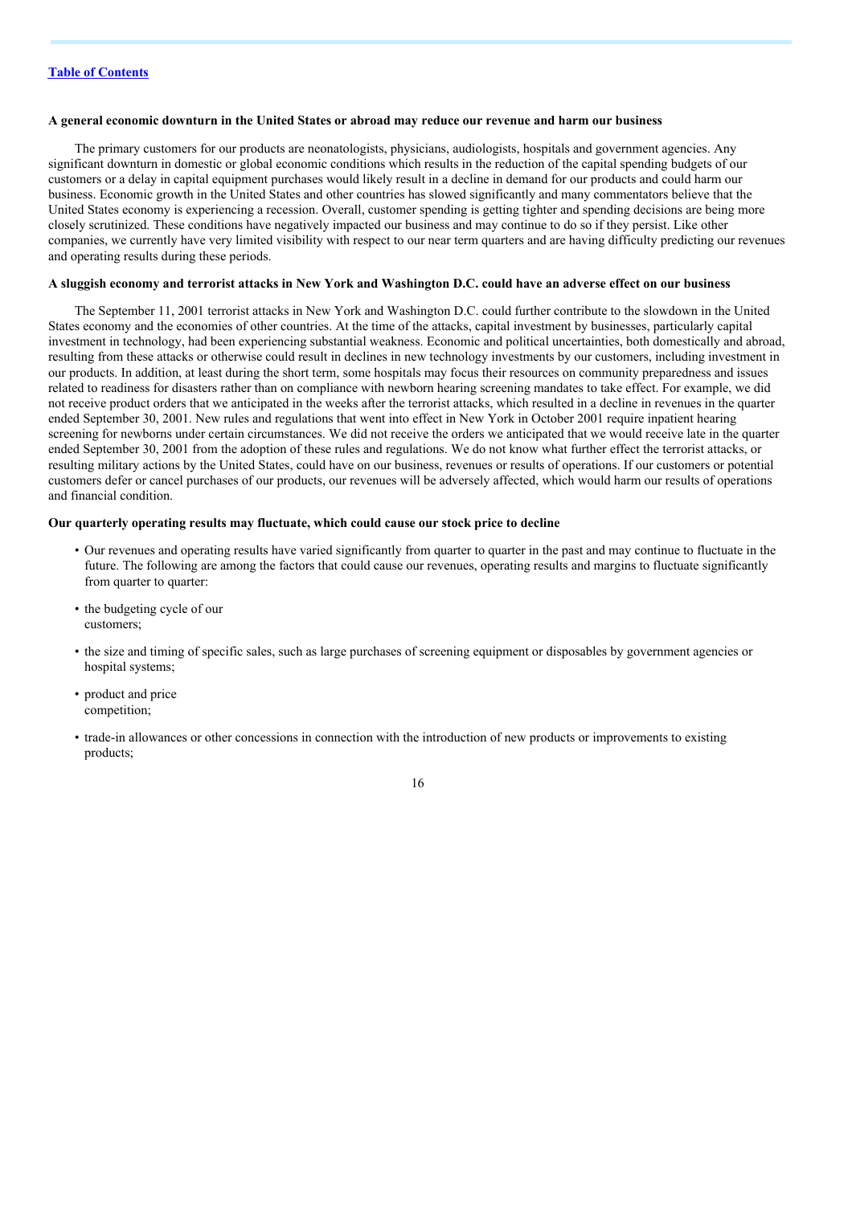[Table of Contents](#)

**A general economic downturn in the United States or abroad may reduce our revenue and harm our business**

The primary customers for our products are neonatologists, physicians, audiologists, hospitals and government agencies. Any significant downturn in domestic or global economic conditions which results in the reduction of the capital spending budgets of our customers or a delay in capital equipment purchases would likely result in a decline in demand for our products and could harm our business. Economic growth in the United States and other countries has slowed significantly and many commentators believe that the United States economy is experiencing a recession. Overall, customer spending is getting tighter and spending decisions are being more closely scrutinized. These conditions have negatively impacted our business and may continue to do so if they persist. Like other companies, we currently have very limited visibility with respect to our near term quarters and are having difficulty predicting our revenues and operating results during these periods.

**A sluggish economy and terrorist attacks in New York and Washington D.C. could have an adverse effect on our business**

The September 11, 2001 terrorist attacks in New York and Washington D.C. could further contribute to the slowdown in the United States economy and the economies of other countries. At the time of the attacks, capital investment by businesses, particularly capital investment in technology, had been experiencing substantial weakness. Economic and political uncertainties, both domestically and abroad, resulting from these attacks or otherwise could result in declines in new technology investments by our customers, including investment in our products. In addition, at least during the short term, some hospitals may focus their resources on community preparedness and issues related to readiness for disasters rather than on compliance with newborn hearing screening mandates to take effect. For example, we did not receive product orders that we anticipated in the weeks after the terrorist attacks, which resulted in a decline in revenues in the quarter ended September 30, 2001. New rules and regulations that went into effect in New York in October 2001 require inpatient hearing screening for newborns under certain circumstances. We did not receive the orders we anticipated that we would receive late in the quarter ended September 30, 2001 from the adoption of these rules and regulations. We do not know what further effect the terrorist attacks, or resulting military actions by the United States, could have on our business, revenues or results of operations. If our customers or potential customers defer or cancel purchases of our products, our revenues will be adversely affected, which would harm our results of operations and financial condition.

**Our quarterly operating results may fluctuate, which could cause our stock price to decline**

- Our revenues and operating results have varied significantly from quarter to quarter in the past and may continue to fluctuate in the future. The following are among the factors that could cause our revenues, operating results and margins to fluctuate significantly from quarter to quarter:
- the budgeting cycle of our customers;
- the size and timing of specific sales, such as large purchases of screening equipment or disposables by government agencies or hospital systems;
- product and price competition;
- trade-in allowances or other concessions in connection with the introduction of new products or improvements to existing products;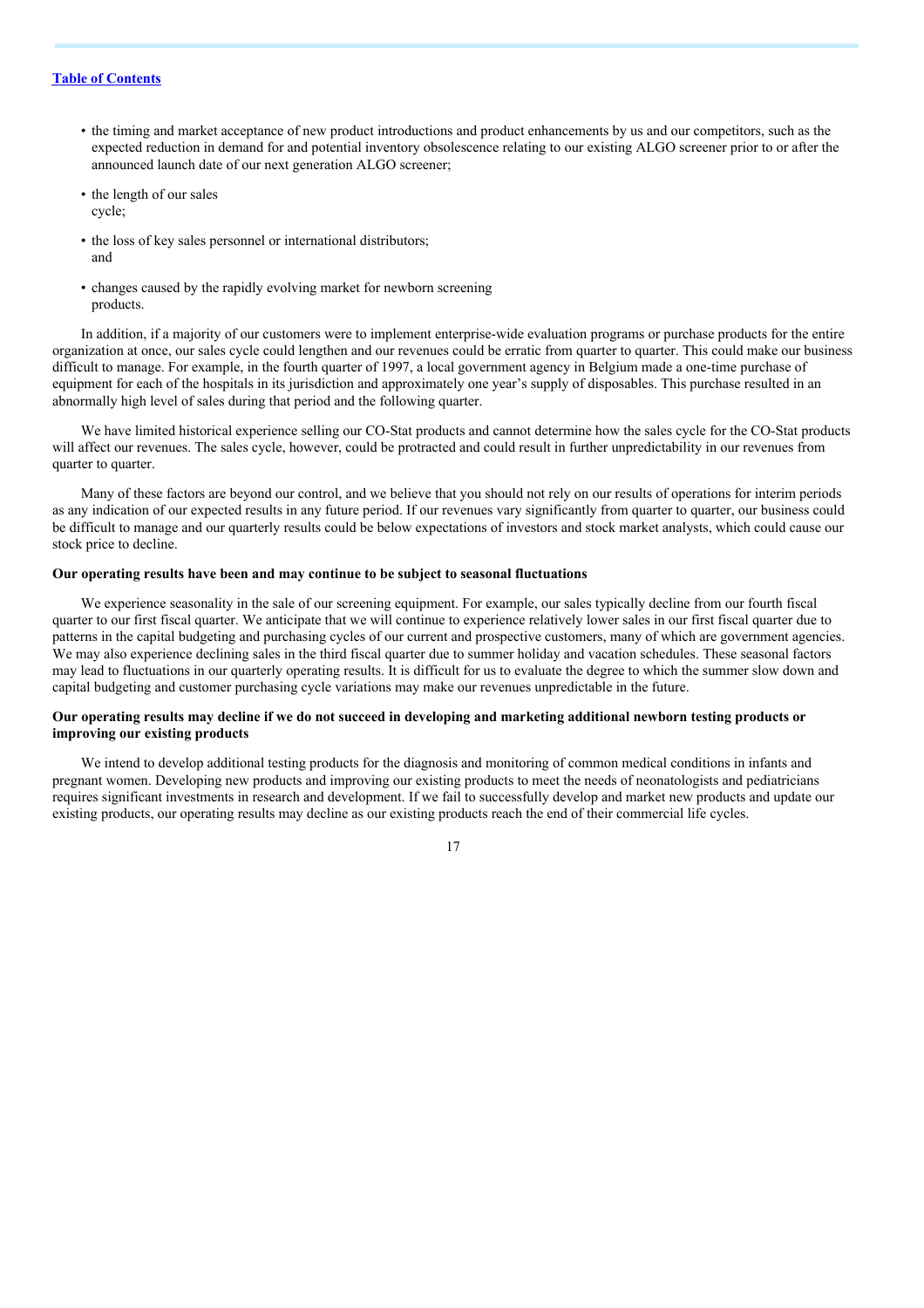- the timing and market acceptance of new product introductions and product enhancements by us and our competitors, such as the expected reduction in demand for and potential inventory obsolescence relating to our existing ALGO screener prior to or after the announced launch date of our next generation ALGO screener;
- the length of our sales cycle;
- the loss of key sales personnel or international distributors; and
- changes caused by the rapidly evolving market for newborn screening products.

In addition, if a majority of our customers were to implement enterprise-wide evaluation programs or purchase products for the entire organization at once, our sales cycle could lengthen and our revenues could be erratic from quarter to quarter. This could make our business difficult to manage. For example, in the fourth quarter of 1997, a local government agency in Belgium made a one-time purchase of equipment for each of the hospitals in its jurisdiction and approximately one year's supply of disposables. This purchase resulted in an abnormally high level of sales during that period and the following quarter.

We have limited historical experience selling our CO-Stat products and cannot determine how the sales cycle for the CO-Stat products will affect our revenues. The sales cycle, however, could be protracted and could result in further unpredictability in our revenues from quarter to quarter.

Many of these factors are beyond our control, and we believe that you should not rely on our results of operations for interim periods as any indication of our expected results in any future period. If our revenues vary significantly from quarter to quarter, our business could be difficult to manage and our quarterly results could be below expectations of investors and stock market analysts, which could cause our stock price to decline.

**Our operating results have been and may continue to be subject to seasonal fluctuations**

We experience seasonality in the sale of our screening equipment. For example, our sales typically decline from our fourth fiscal quarter to our first fiscal quarter. We anticipate that we will continue to experience relatively lower sales in our first fiscal quarter due to patterns in the capital budgeting and purchasing cycles of our current and prospective customers, many of which are government agencies. We may also experience declining sales in the third fiscal quarter due to summer holiday and vacation schedules. These seasonal factors may lead to fluctuations in our quarterly operating results. It is difficult for us to evaluate the degree to which the summer slow down and capital budgeting and customer purchasing cycle variations may make our revenues unpredictable in the future.

**Our operating results may decline if we do not succeed in developing and marketing additional newborn testing products or improving our existing products**

We intend to develop additional testing products for the diagnosis and monitoring of common medical conditions in infants and pregnant women. Developing new products and improving our existing products to meet the needs of neonatologists and pediatricians requires significant investments in research and development. If we fail to successfully develop and market new products and update our existing products, our operating results may decline as our existing products reach the end of their commercial life cycles.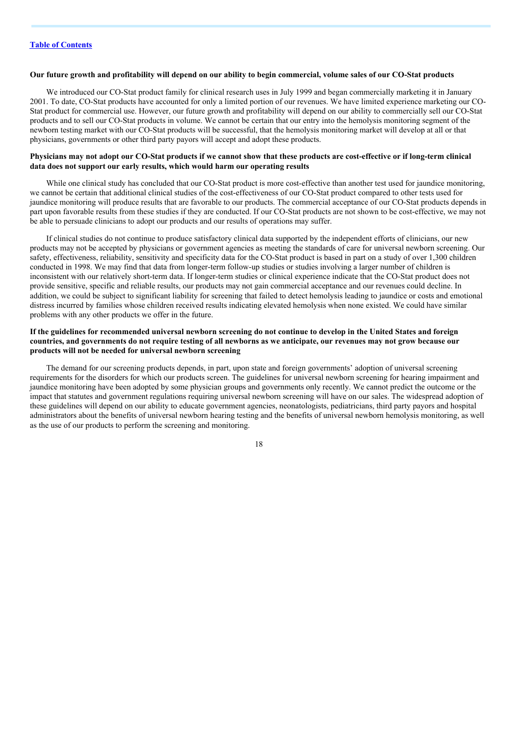**Our future growth and profitability will depend on our ability to begin commercial, volume sales of our CO-Stat products**

We introduced our CO-Stat product family for clinical research uses in July 1999 and began commercially marketing it in January 2001. To date, CO-Stat products have accounted for only a limited portion of our revenues. We have limited experience marketing our CO-Stat product for commercial use. However, our future growth and profitability will depend on our ability to commercially sell our CO-Stat products and to sell our CO-Stat products in volume. We cannot be certain that our entry into the hemolysis monitoring segment of the newborn testing market with our CO-Stat products will be successful, that the hemolysis monitoring market will develop at all or that physicians, governments or other third party payors will accept and adopt these products.

**Physicians may not adopt our CO-Stat products if we cannot show that these products are cost-effective or if long-term clinical data does not support our early results, which would harm our operating results**

While one clinical study has concluded that our CO-Stat product is more cost-effective than another test used for jaundice monitoring, we cannot be certain that additional clinical studies of the cost-effectiveness of our CO-Stat product compared to other tests used for jaundice monitoring will produce results that are favorable to our products. The commercial acceptance of our CO-Stat products depends in part upon favorable results from these studies if they are conducted. If our CO-Stat products are not shown to be cost-effective, we may not be able to persuade clinicians to adopt our products and our results of operations may suffer.

If clinical studies do not continue to produce satisfactory clinical data supported by the independent efforts of clinicians, our new products may not be accepted by physicians or government agencies as meeting the standards of care for universal newborn screening. Our safety, effectiveness, reliability, sensitivity and specificity data for the CO-Stat product is based in part on a study of over 1,300 children conducted in 1998. We may find that data from longer-term follow-up studies or studies involving a larger number of children is inconsistent with our relatively short-term data. If longer-term studies or clinical experience indicate that the CO-Stat product does not provide sensitive, specific and reliable results, our products may not gain commercial acceptance and our revenues could decline. In addition, we could be subject to significant liability for screening that failed to detect hemolysis leading to jaundice or costs and emotional distress incurred by families whose children received results indicating elevated hemolysis when none existed. We could have similar problems with any other products we offer in the future.

**If the guidelines for recommended universal newborn screening do not continue to develop in the United States and foreign countries, and governments do not require testing of all newborns as we anticipate, our revenues may not grow because our products will not be needed for universal newborn screening**

The demand for our screening products depends, in part, upon state and foreign governments' adoption of universal screening requirements for the disorders for which our products screen. The guidelines for universal newborn screening for hearing impairment and jaundice monitoring have been adopted by some physician groups and governments only recently. We cannot predict the outcome or the impact that statutes and government regulations requiring universal newborn screening will have on our sales. The widespread adoption of these guidelines will depend on our ability to educate government agencies, neonatologists, pediatricians, third party payors and hospital administrators about the benefits of universal newborn hearing testing and the benefits of universal newborn hemolysis monitoring, as well as the use of our products to perform the screening and monitoring.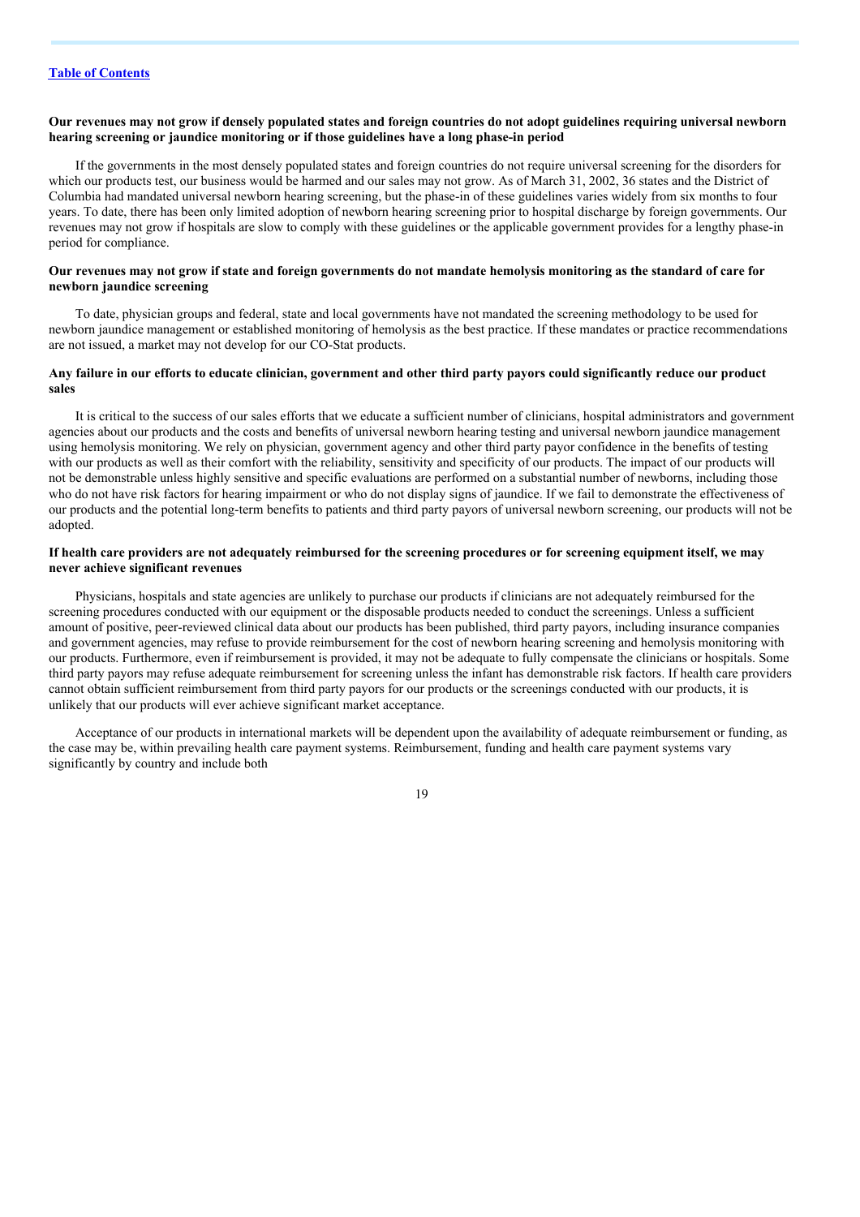**Our revenues may not grow if densely populated states and foreign countries do not adopt guidelines requiring universal newborn hearing screening or jaundice monitoring or if those guidelines have a long phase-in period**

If the governments in the most densely populated states and foreign countries do not require universal screening for the disorders for which our products test, our business would be harmed and our sales may not grow. As of March 31, 2002, 36 states and the District of Columbia had mandated universal newborn hearing screening, but the phase-in of these guidelines varies widely from six months to four years. To date, there has been only limited adoption of newborn hearing screening prior to hospital discharge by foreign governments. Our revenues may not grow if hospitals are slow to comply with these guidelines or the applicable government provides for a lengthy phase-in period for compliance.

**Our revenues may not grow if state and foreign governments do not mandate hemolysis monitoring as the standard of care for newborn jaundice screening**

To date, physician groups and federal, state and local governments have not mandated the screening methodology to be used for newborn jaundice management or established monitoring of hemolysis as the best practice. If these mandates or practice recommendations are not issued, a market may not develop for our CO-Stat products.

**Any failure in our efforts to educate clinician, government and other third party payors could significantly reduce our product sales**

It is critical to the success of our sales efforts that we educate a sufficient number of clinicians, hospital administrators and government agencies about our products and the costs and benefits of universal newborn hearing testing and universal newborn jaundice management using hemolysis monitoring. We rely on physician, government agency and other third party payor confidence in the benefits of testing with our products as well as their comfort with the reliability, sensitivity and specificity of our products. The impact of our products will not be demonstrable unless highly sensitive and specific evaluations are performed on a substantial number of newborns, including those who do not have risk factors for hearing impairment or who do not display signs of jaundice. If we fail to demonstrate the effectiveness of our products and the potential long-term benefits to patients and third party payors of universal newborn screening, our products will not be adopted.

**If health care providers are not adequately reimbursed for the screening procedures or for screening equipment itself, we may never achieve significant revenues**

Physicians, hospitals and state agencies are unlikely to purchase our products if clinicians are not adequately reimbursed for the screening procedures conducted with our equipment or the disposable products needed to conduct the screenings. Unless a sufficient amount of positive, peer-reviewed clinical data about our products has been published, third party payors, including insurance companies and government agencies, may refuse to provide reimbursement for the cost of newborn hearing screening and hemolysis monitoring with our products. Furthermore, even if reimbursement is provided, it may not be adequate to fully compensate the clinicians or hospitals. Some third party payors may refuse adequate reimbursement for screening unless the infant has demonstrable risk factors. If health care providers cannot obtain sufficient reimbursement from third party payors for our products or the screenings conducted with our products, it is unlikely that our products will ever achieve significant market acceptance.

Acceptance of our products in international markets will be dependent upon the availability of adequate reimbursement or funding, as the case may be, within prevailing health care payment systems. Reimbursement, funding and health care payment systems vary significantly by country and include both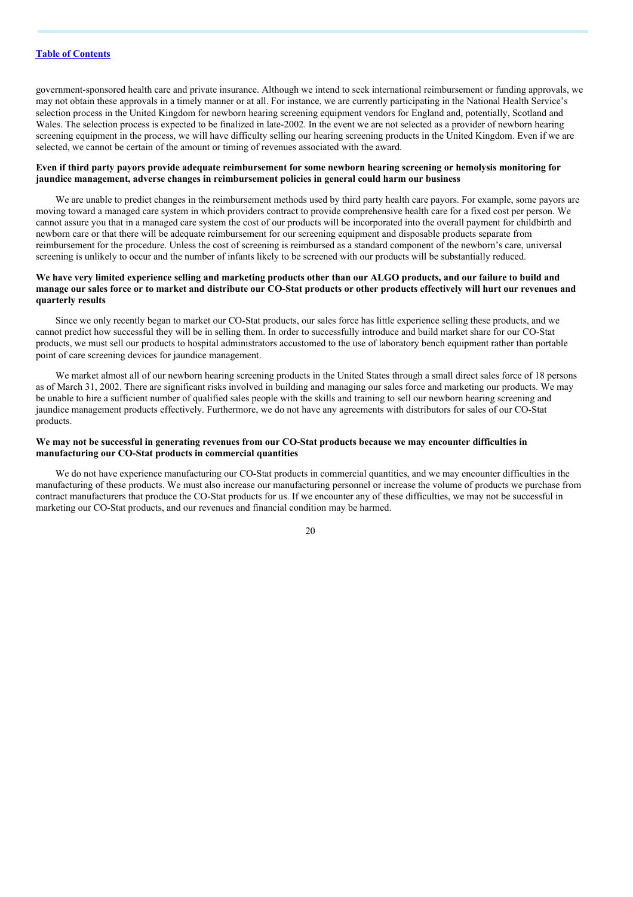government-sponsored health care and private insurance. Although we intend to seek international reimbursement or funding approvals, we may not obtain these approvals in a timely manner or at all. For instance, we are currently participating in the National Health Service's selection process in the United Kingdom for newborn hearing screening equipment vendors for England and, potentially, Scotland and Wales. The selection process is expected to be finalized in late-2002. In the event we are not selected as a provider of newborn hearing screening equipment in the process, we will have difficulty selling our hearing screening products in the United Kingdom. Even if we are selected, we cannot be certain of the amount or timing of revenues associated with the award.

**Even if third party payors provide adequate reimbursement for some newborn hearing screening or hemolysis monitoring for jaundice management, adverse changes in reimbursement policies in general could harm our business**

We are unable to predict changes in the reimbursement methods used by third party health care payors. For example, some payors are moving toward a managed care system in which providers contract to provide comprehensive health care for a fixed cost per person. We cannot assure you that in a managed care system the cost of our products will be incorporated into the overall payment for childbirth and newborn care or that there will be adequate reimbursement for our screening equipment and disposable products separate from reimbursement for the procedure. Unless the cost of screening is reimbursed as a standard component of the newborn's care, universal screening is unlikely to occur and the number of infants likely to be screened with our products will be substantially reduced.

**We have very limited experience selling and marketing products other than our ALGO products, and our failure to build and manage our sales force or to market and distribute our CO-Stat products or other products effectively will hurt our revenues and quarterly results**

Since we only recently began to market our CO-Stat products, our sales force has little experience selling these products, and we cannot predict how successful they will be in selling them. In order to successfully introduce and build market share for our CO-Stat products, we must sell our products to hospital administrators accustomed to the use of laboratory bench equipment rather than portable point of care screening devices for jaundice management.

We market almost all of our newborn hearing screening products in the United States through a small direct sales force of 18 persons as of March 31, 2002. There are significant risks involved in building and managing our sales force and marketing our products. We may be unable to hire a sufficient number of qualified sales people with the skills and training to sell our newborn hearing screening and jaundice management products effectively. Furthermore, we do not have any agreements with distributors for sales of our CO-Stat products.

**We may not be successful in generating revenues from our CO-Stat products because we may encounter difficulties in manufacturing our CO-Stat products in commercial quantities**

We do not have experience manufacturing our CO-Stat products in commercial quantities, and we may encounter difficulties in the manufacturing of these products. We must also increase our manufacturing personnel or increase the volume of products we purchase from contract manufacturers that produce the CO-Stat products for us. If we encounter any of these difficulties, we may not be successful in marketing our CO-Stat products, and our revenues and financial condition may be harmed.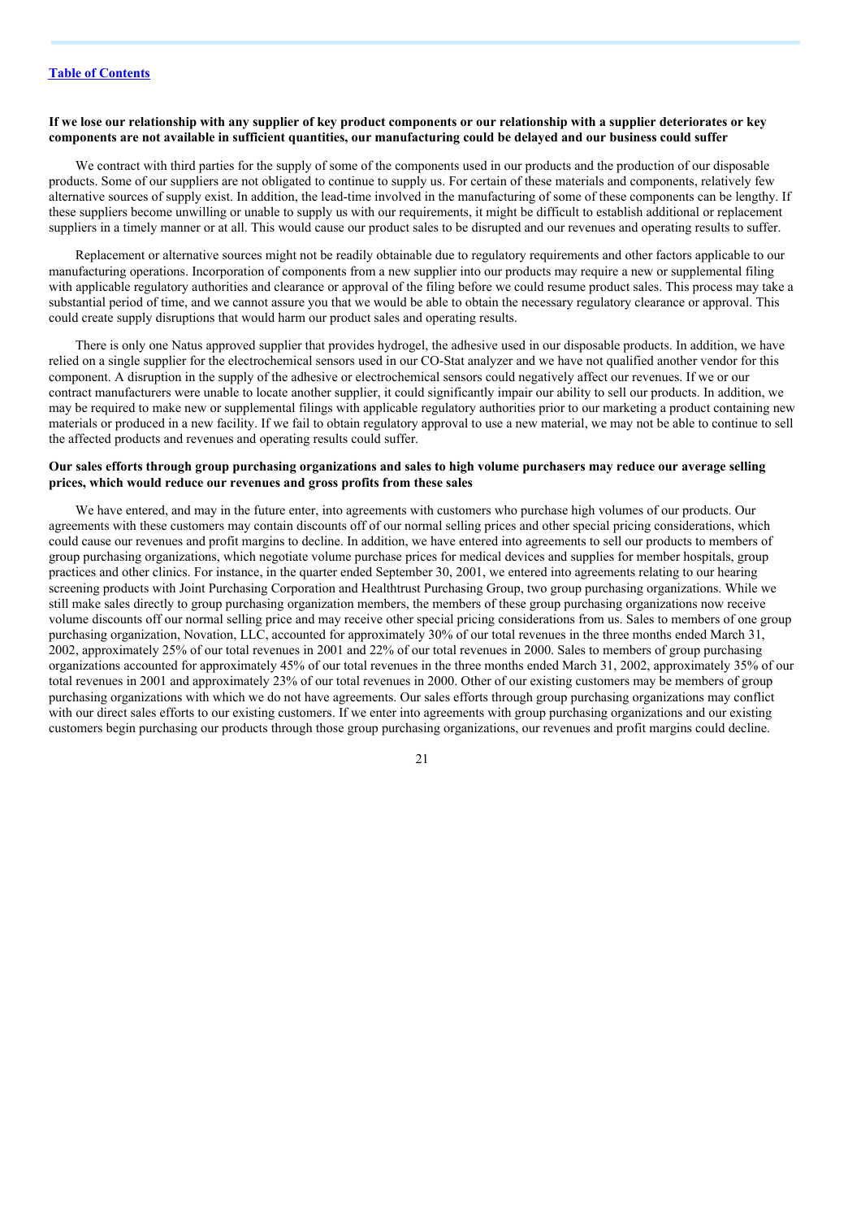**If we lose our relationship with any supplier of key product components or our relationship with a supplier deteriorates or key components are not available in sufficient quantities, our manufacturing could be delayed and our business could suffer**

We contract with third parties for the supply of some of the components used in our products and the production of our disposable products. Some of our suppliers are not obligated to continue to supply us. For certain of these materials and components, relatively few alternative sources of supply exist. In addition, the lead-time involved in the manufacturing of some of these components can be lengthy. If these suppliers become unwilling or unable to supply us with our requirements, it might be difficult to establish additional or replacement suppliers in a timely manner or at all. This would cause our product sales to be disrupted and our revenues and operating results to suffer.

Replacement or alternative sources might not be readily obtainable due to regulatory requirements and other factors applicable to our manufacturing operations. Incorporation of components from a new supplier into our products may require a new or supplemental filing with applicable regulatory authorities and clearance or approval of the filing before we could resume product sales. This process may take a substantial period of time, and we cannot assure you that we would be able to obtain the necessary regulatory clearance or approval. This could create supply disruptions that would harm our product sales and operating results.

There is only one Natus approved supplier that provides hydrogel, the adhesive used in our disposable products. In addition, we have relied on a single supplier for the electrochemical sensors used in our CO-Stat analyzer and we have not qualified another vendor for this component. A disruption in the supply of the adhesive or electrochemical sensors could negatively affect our revenues. If we or our contract manufacturers were unable to locate another supplier, it could significantly impair our ability to sell our products. In addition, we may be required to make new or supplemental filings with applicable regulatory authorities prior to our marketing a product containing new materials or produced in a new facility. If we fail to obtain regulatory approval to use a new material, we may not be able to continue to sell the affected products and revenues and operating results could suffer.

**Our sales efforts through group purchasing organizations and sales to high volume purchasers may reduce our average selling prices, which would reduce our revenues and gross profits from these sales**

We have entered, and may in the future enter, into agreements with customers who purchase high volumes of our products. Our agreements with these customers may contain discounts off of our normal selling prices and other special pricing considerations, which could cause our revenues and profit margins to decline. In addition, we have entered into agreements to sell our products to members of group purchasing organizations, which negotiate volume purchase prices for medical devices and supplies for member hospitals, group practices and other clinics. For instance, in the quarter ended September 30, 2001, we entered into agreements relating to our hearing screening products with Joint Purchasing Corporation and Healthtrust Purchasing Group, two group purchasing organizations. While we still make sales directly to group purchasing organization members, the members of these group purchasing organizations now receive volume discounts off our normal selling price and may receive other special pricing considerations from us. Sales to members of one group purchasing organization, Novation, LLC, accounted for approximately 30% of our total revenues in the three months ended March 31, 2002, approximately 25% of our total revenues in 2001 and 22% of our total revenues in 2000. Sales to members of group purchasing organizations accounted for approximately 45% of our total revenues in the three months ended March 31, 2002, approximately 35% of our total revenues in 2001 and approximately 23% of our total revenues in 2000. Other of our existing customers may be members of group purchasing organizations with which we do not have agreements. Our sales efforts through group purchasing organizations may conflict with our direct sales efforts to our existing customers. If we enter into agreements with group purchasing organizations and our existing customers begin purchasing our products through those group purchasing organizations, our revenues and profit margins could decline.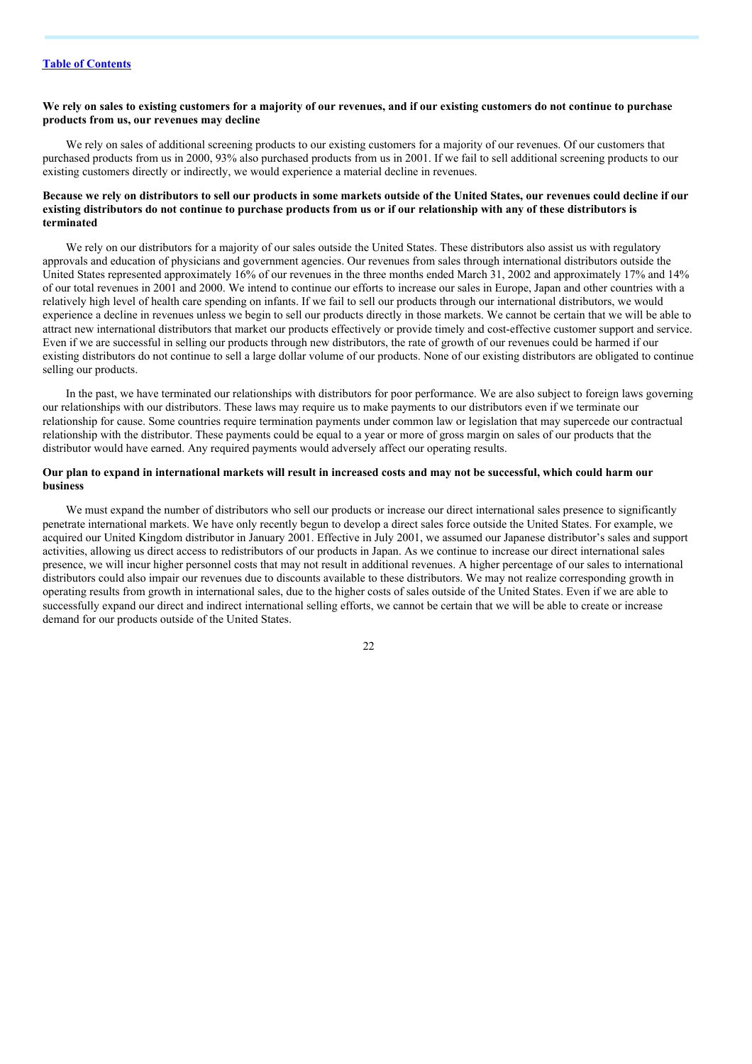**We rely on sales to existing customers for a majority of our revenues, and if our existing customers do not continue to purchase products from us, our revenues may decline**

We rely on sales of additional screening products to our existing customers for a majority of our revenues. Of our customers that purchased products from us in 2000, 93% also purchased products from us in 2001. If we fail to sell additional screening products to our existing customers directly or indirectly, we would experience a material decline in revenues.

**Because we rely on distributors to sell our products in some markets outside of the United States, our revenues could decline if our existing distributors do not continue to purchase products from us or if our relationship with any of these distributors is terminated**

We rely on our distributors for a majority of our sales outside the United States. These distributors also assist us with regulatory approvals and education of physicians and government agencies. Our revenues from sales through international distributors outside the United States represented approximately 16% of our revenues in the three months ended March 31, 2002 and approximately 17% and 14% of our total revenues in 2001 and 2000. We intend to continue our efforts to increase our sales in Europe, Japan and other countries with a relatively high level of health care spending on infants. If we fail to sell our products through our international distributors, we would experience a decline in revenues unless we begin to sell our products directly in those markets. We cannot be certain that we will be able to attract new international distributors that market our products effectively or provide timely and cost-effective customer support and service. Even if we are successful in selling our products through new distributors, the rate of growth of our revenues could be harmed if our existing distributors do not continue to sell a large dollar volume of our products. None of our existing distributors are obligated to continue selling our products.

In the past, we have terminated our relationships with distributors for poor performance. We are also subject to foreign laws governing our relationships with our distributors. These laws may require us to make payments to our distributors even if we terminate our relationship for cause. Some countries require termination payments under common law or legislation that may supercede our contractual relationship with the distributor. These payments could be equal to a year or more of gross margin on sales of our products that the distributor would have earned. Any required payments would adversely affect our operating results.

**Our plan to expand in international markets will result in increased costs and may not be successful, which could harm our business**

We must expand the number of distributors who sell our products or increase our direct international sales presence to significantly penetrate international markets. We have only recently begun to develop a direct sales force outside the United States. For example, we acquired our United Kingdom distributor in January 2001. Effective in July 2001, we assumed our Japanese distributor's sales and support activities, allowing us direct access to redistributors of our products in Japan. As we continue to increase our direct international sales presence, we will incur higher personnel costs that may not result in additional revenues. A higher percentage of our sales to international distributors could also impair our revenues due to discounts available to these distributors. We may not realize corresponding growth in operating results from growth in international sales, due to the higher costs of sales outside of the United States. Even if we are able to successfully expand our direct and indirect international selling efforts, we cannot be certain that we will be able to create or increase demand for our products outside of the United States.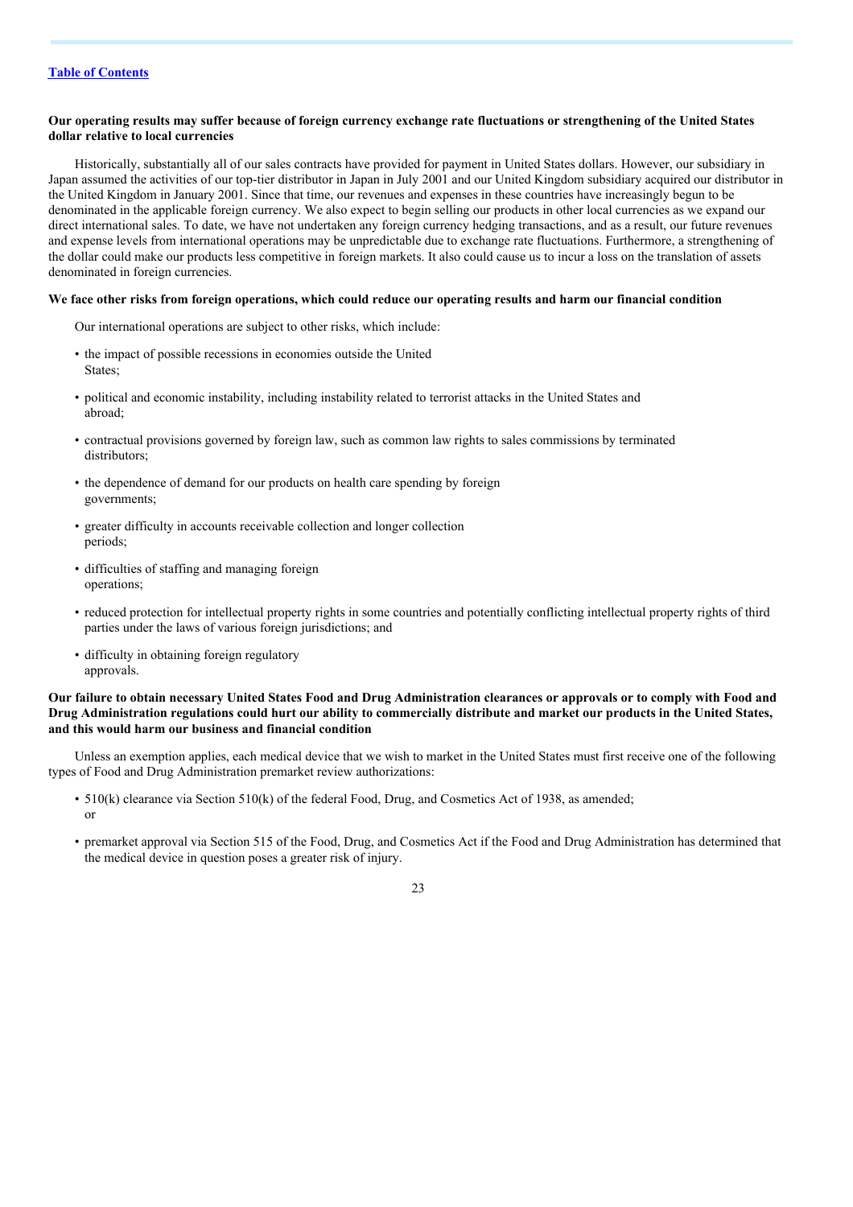**Our operating results may suffer because of foreign currency exchange rate fluctuations or strengthening of the United States dollar relative to local currencies**

Historically, substantially all of our sales contracts have provided for payment in United States dollars. However, our subsidiary in Japan assumed the activities of our top-tier distributor in Japan in July 2001 and our United Kingdom subsidiary acquired our distributor in the United Kingdom in January 2001. Since that time, our revenues and expenses in these countries have increasingly begun to be denominated in the applicable foreign currency. We also expect to begin selling our products in other local currencies as we expand our direct international sales. To date, we have not undertaken any foreign currency hedging transactions, and as a result, our future revenues and expense levels from international operations may be unpredictable due to exchange rate fluctuations. Furthermore, a strengthening of the dollar could make our products less competitive in foreign markets. It also could cause us to incur a loss on the translation of assets denominated in foreign currencies.

**We face other risks from foreign operations, which could reduce our operating results and harm our financial condition**

Our international operations are subject to other risks, which include:

- the impact of possible recessions in economies outside the United States;
- political and economic instability, including instability related to terrorist attacks in the United States and abroad;
- contractual provisions governed by foreign law, such as common law rights to sales commissions by terminated distributors;
- the dependence of demand for our products on health care spending by foreign governments;
- greater difficulty in accounts receivable collection and longer collection periods;
- difficulties of staffing and managing foreign operations;
- reduced protection for intellectual property rights in some countries and potentially conflicting intellectual property rights of third parties under the laws of various foreign jurisdictions; and
- difficulty in obtaining foreign regulatory approvals.

**Our failure to obtain necessary United States Food and Drug Administration clearances or approvals or to comply with Food and Drug Administration regulations could hurt our ability to commercially distribute and market our products in the United States, and this would harm our business and financial condition**

Unless an exemption applies, each medical device that we wish to market in the United States must first receive one of the following types of Food and Drug Administration premarket review authorizations:

- 510(k) clearance via Section 510(k) of the federal Food, Drug, and Cosmetics Act of 1938, as amended; or
- premarket approval via Section 515 of the Food, Drug, and Cosmetics Act if the Food and Drug Administration has determined that the medical device in question poses a greater risk of injury.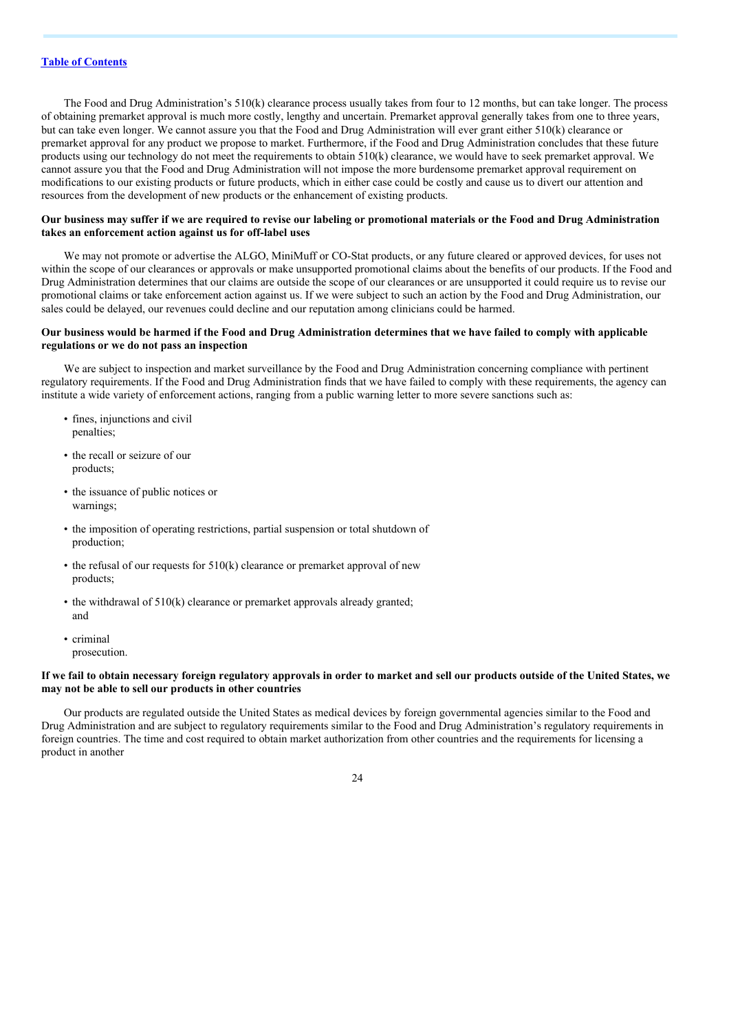The Food and Drug Administration's 510(k) clearance process usually takes from four to 12 months, but can take longer. The process of obtaining premarket approval is much more costly, lengthy and uncertain. Premarket approval generally takes from one to three years, but can take even longer. We cannot assure you that the Food and Drug Administration will ever grant either 510(k) clearance or premarket approval for any product we propose to market. Furthermore, if the Food and Drug Administration concludes that these future products using our technology do not meet the requirements to obtain 510(k) clearance, we would have to seek premarket approval. We cannot assure you that the Food and Drug Administration will not impose the more burdensome premarket approval requirement on modifications to our existing products or future products, which in either case could be costly and cause us to divert our attention and resources from the development of new products or the enhancement of existing products.

**Our business may suffer if we are required to revise our labeling or promotional materials or the Food and Drug Administration takes an enforcement action against us for off-label uses**

We may not promote or advertise the ALGO, MiniMuff or CO-Stat products, or any future cleared or approved devices, for uses not within the scope of our clearances or approvals or make unsupported promotional claims about the benefits of our products. If the Food and Drug Administration determines that our claims are outside the scope of our clearances or are unsupported it could require us to revise our promotional claims or take enforcement action against us. If we were subject to such an action by the Food and Drug Administration, our sales could be delayed, our revenues could decline and our reputation among clinicians could be harmed.

**Our business would be harmed if the Food and Drug Administration determines that we have failed to comply with applicable regulations or we do not pass an inspection**

We are subject to inspection and market surveillance by the Food and Drug Administration concerning compliance with pertinent regulatory requirements. If the Food and Drug Administration finds that we have failed to comply with these requirements, the agency can institute a wide variety of enforcement actions, ranging from a public warning letter to more severe sanctions such as:

- fines, injunctions and civil penalties;
- the recall or seizure of our products;
- the issuance of public notices or warnings;
- the imposition of operating restrictions, partial suspension or total shutdown of production;
- the refusal of our requests for 510(k) clearance or premarket approval of new products;
- the withdrawal of 510(k) clearance or premarket approvals already granted; and
- criminal prosecution.

**If we fail to obtain necessary foreign regulatory approvals in order to market and sell our products outside of the United States, we may not be able to sell our products in other countries**

Our products are regulated outside the United States as medical devices by foreign governmental agencies similar to the Food and Drug Administration and are subject to regulatory requirements similar to the Food and Drug Administration's regulatory requirements in foreign countries. The time and cost required to obtain market authorization from other countries and the requirements for licensing a product in another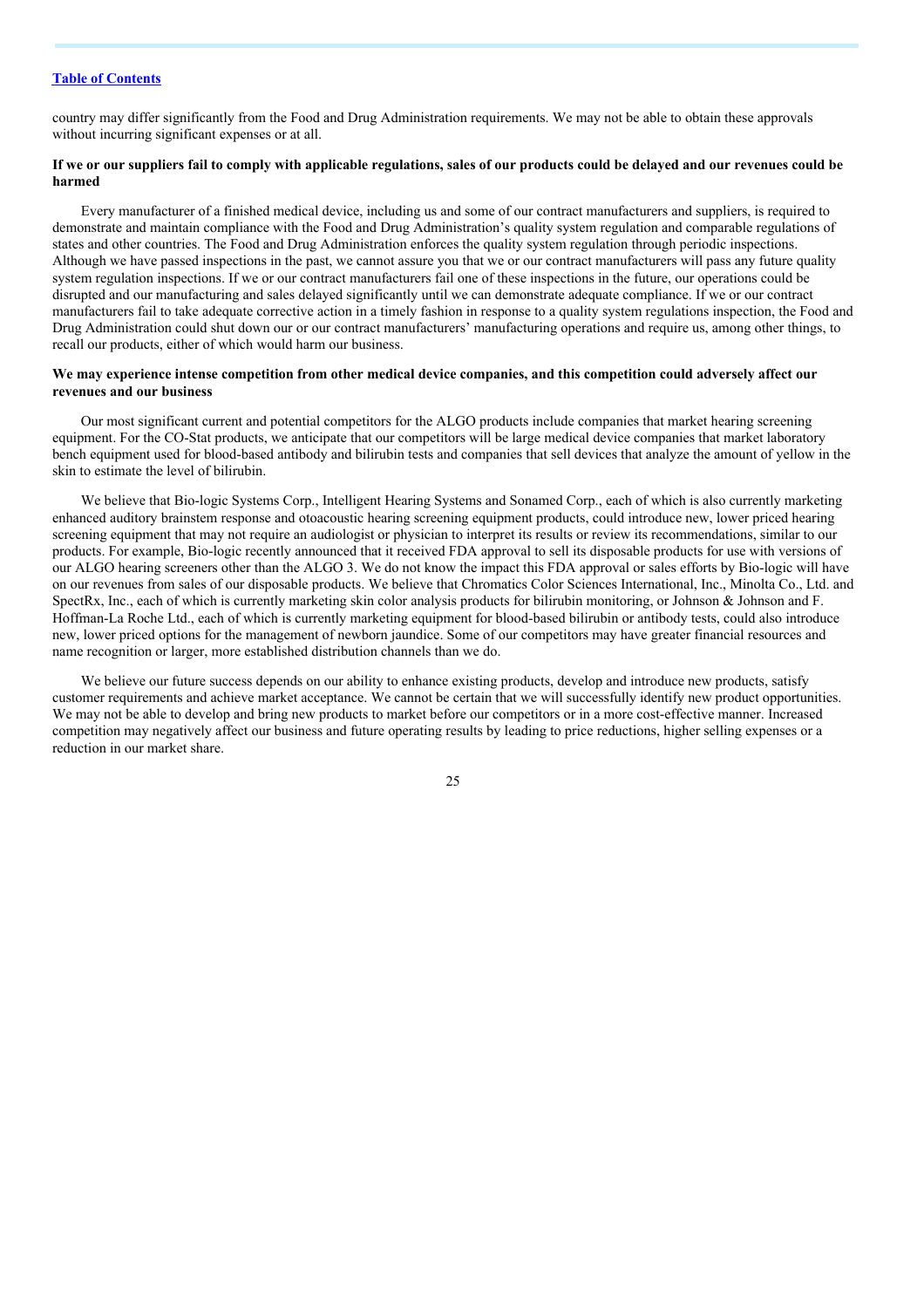country may differ significantly from the Food and Drug Administration requirements. We may not be able to obtain these approvals without incurring significant expenses or at all.

**If we or our suppliers fail to comply with applicable regulations, sales of our products could be delayed and our revenues could be harmed**

Every manufacturer of a finished medical device, including us and some of our contract manufacturers and suppliers, is required to demonstrate and maintain compliance with the Food and Drug Administration's quality system regulation and comparable regulations of states and other countries. The Food and Drug Administration enforces the quality system regulation through periodic inspections. Although we have passed inspections in the past, we cannot assure you that we or our contract manufacturers will pass any future quality system regulation inspections. If we or our contract manufacturers fail one of these inspections in the future, our operations could be disrupted and our manufacturing and sales delayed significantly until we can demonstrate adequate compliance. If we or our contract manufacturers fail to take adequate corrective action in a timely fashion in response to a quality system regulations inspection, the Food and Drug Administration could shut down our or our contract manufacturers' manufacturing operations and require us, among other things, to recall our products, either of which would harm our business.

**We may experience intense competition from other medical device companies, and this competition could adversely affect our revenues and our business**

Our most significant current and potential competitors for the ALGO products include companies that market hearing screening equipment. For the CO-Stat products, we anticipate that our competitors will be large medical device companies that market laboratory bench equipment used for blood-based antibody and bilirubin tests and companies that sell devices that analyze the amount of yellow in the skin to estimate the level of bilirubin.

We believe that Bio-logic Systems Corp., Intelligent Hearing Systems and Sonamed Corp., each of which is also currently marketing enhanced auditory brainstem response and otoacoustic hearing screening equipment products, could introduce new, lower priced hearing screening equipment that may not require an audiologist or physician to interpret its results or review its recommendations, similar to our products. For example, Bio-logic recently announced that it received FDA approval to sell its disposable products for use with versions of our ALGO hearing screeners other than the ALGO 3. We do not know the impact this FDA approval or sales efforts by Bio-logic will have on our revenues from sales of our disposable products. We believe that Chromatics Color Sciences International, Inc., Minolta Co., Ltd. and SpectRx, Inc., each of which is currently marketing skin color analysis products for bilirubin monitoring, or Johnson & Johnson and F. Hoffman-La Roche Ltd., each of which is currently marketing equipment for blood-based bilirubin or antibody tests, could also introduce new, lower priced options for the management of newborn jaundice. Some of our competitors may have greater financial resources and name recognition or larger, more established distribution channels than we do.

We believe our future success depends on our ability to enhance existing products, develop and introduce new products, satisfy customer requirements and achieve market acceptance. We cannot be certain that we will successfully identify new product opportunities. We may not be able to develop and bring new products to market before our competitors or in a more cost-effective manner. Increased competition may negatively affect our business and future operating results by leading to price reductions, higher selling expenses or a reduction in our market share.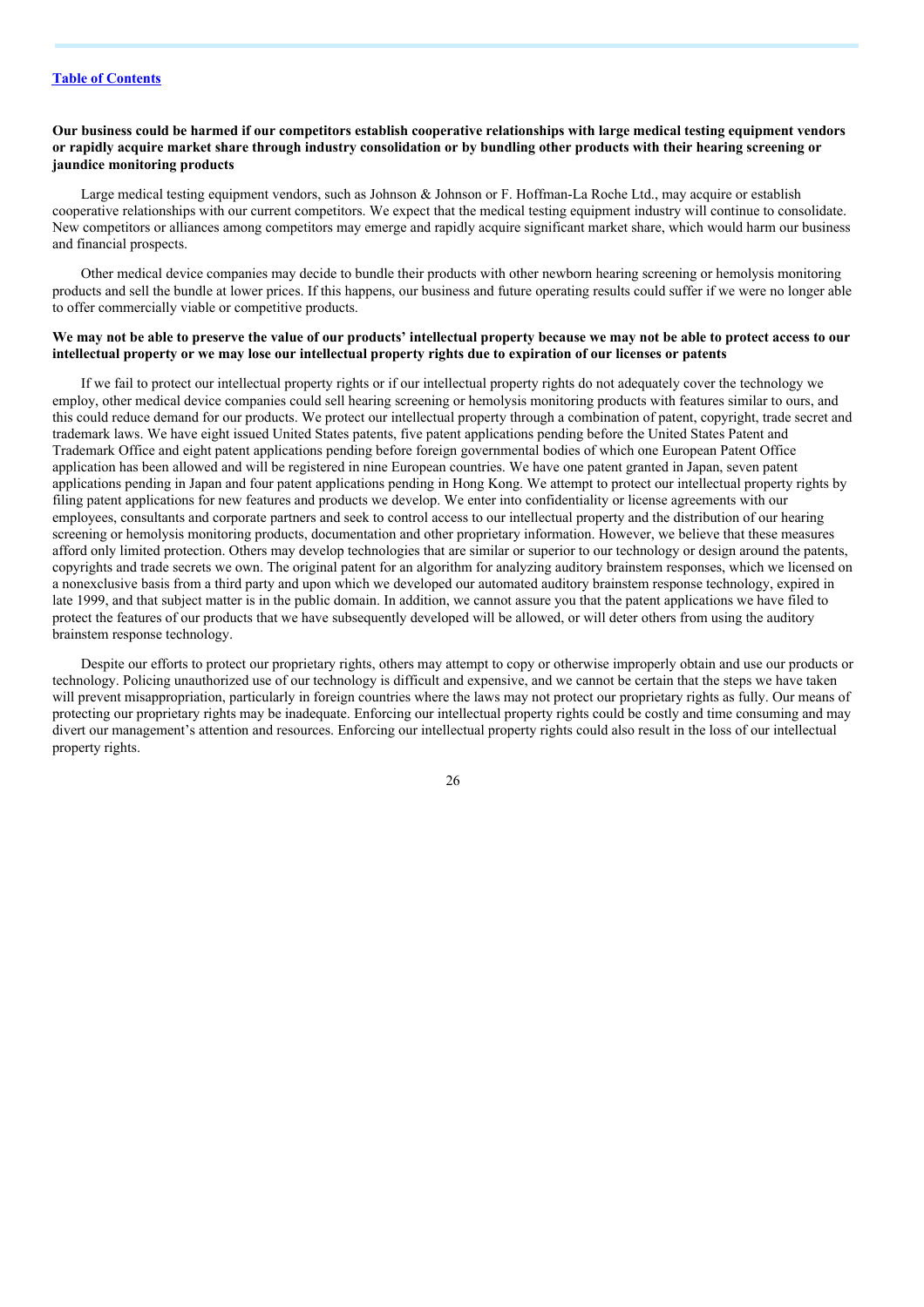**Our business could be harmed if our competitors establish cooperative relationships with large medical testing equipment vendors or rapidly acquire market share through industry consolidation or by bundling other products with their hearing screening or jaundice monitoring products**

Large medical testing equipment vendors, such as Johnson & Johnson or F. Hoffman-La Roche Ltd., may acquire or establish cooperative relationships with our current competitors. We expect that the medical testing equipment industry will continue to consolidate. New competitors or alliances among competitors may emerge and rapidly acquire significant market share, which would harm our business and financial prospects.

Other medical device companies may decide to bundle their products with other newborn hearing screening or hemolysis monitoring products and sell the bundle at lower prices. If this happens, our business and future operating results could suffer if we were no longer able to offer commercially viable or competitive products.

**We may not be able to preserve the value of our products' intellectual property because we may not be able to protect access to our intellectual property or we may lose our intellectual property rights due to expiration of our licenses or patents**

If we fail to protect our intellectual property rights or if our intellectual property rights do not adequately cover the technology we employ, other medical device companies could sell hearing screening or hemolysis monitoring products with features similar to ours, and this could reduce demand for our products. We protect our intellectual property through a combination of patent, copyright, trade secret and trademark laws. We have eight issued United States patents, five patent applications pending before the United States Patent and Trademark Office and eight patent applications pending before foreign governmental bodies of which one European Patent Office application has been allowed and will be registered in nine European countries. We have one patent granted in Japan, seven patent applications pending in Japan and four patent applications pending in Hong Kong. We attempt to protect our intellectual property rights by filing patent applications for new features and products we develop. We enter into confidentiality or license agreements with our employees, consultants and corporate partners and seek to control access to our intellectual property and the distribution of our hearing screening or hemolysis monitoring products, documentation and other proprietary information. However, we believe that these measures afford only limited protection. Others may develop technologies that are similar or superior to our technology or design around the patents, copyrights and trade secrets we own. The original patent for an algorithm for analyzing auditory brainstem responses, which we licensed on a nonexclusive basis from a third party and upon which we developed our automated auditory brainstem response technology, expired in late 1999, and that subject matter is in the public domain. In addition, we cannot assure you that the patent applications we have filed to protect the features of our products that we have subsequently developed will be allowed, or will deter others from using the auditory brainstem response technology.

Despite our efforts to protect our proprietary rights, others may attempt to copy or otherwise improperly obtain and use our products or technology. Policing unauthorized use of our technology is difficult and expensive, and we cannot be certain that the steps we have taken will prevent misappropriation, particularly in foreign countries where the laws may not protect our proprietary rights as fully. Our means of protecting our proprietary rights may be inadequate. Enforcing our intellectual property rights could be costly and time consuming and may divert our management's attention and resources. Enforcing our intellectual property rights could also result in the loss of our intellectual property rights.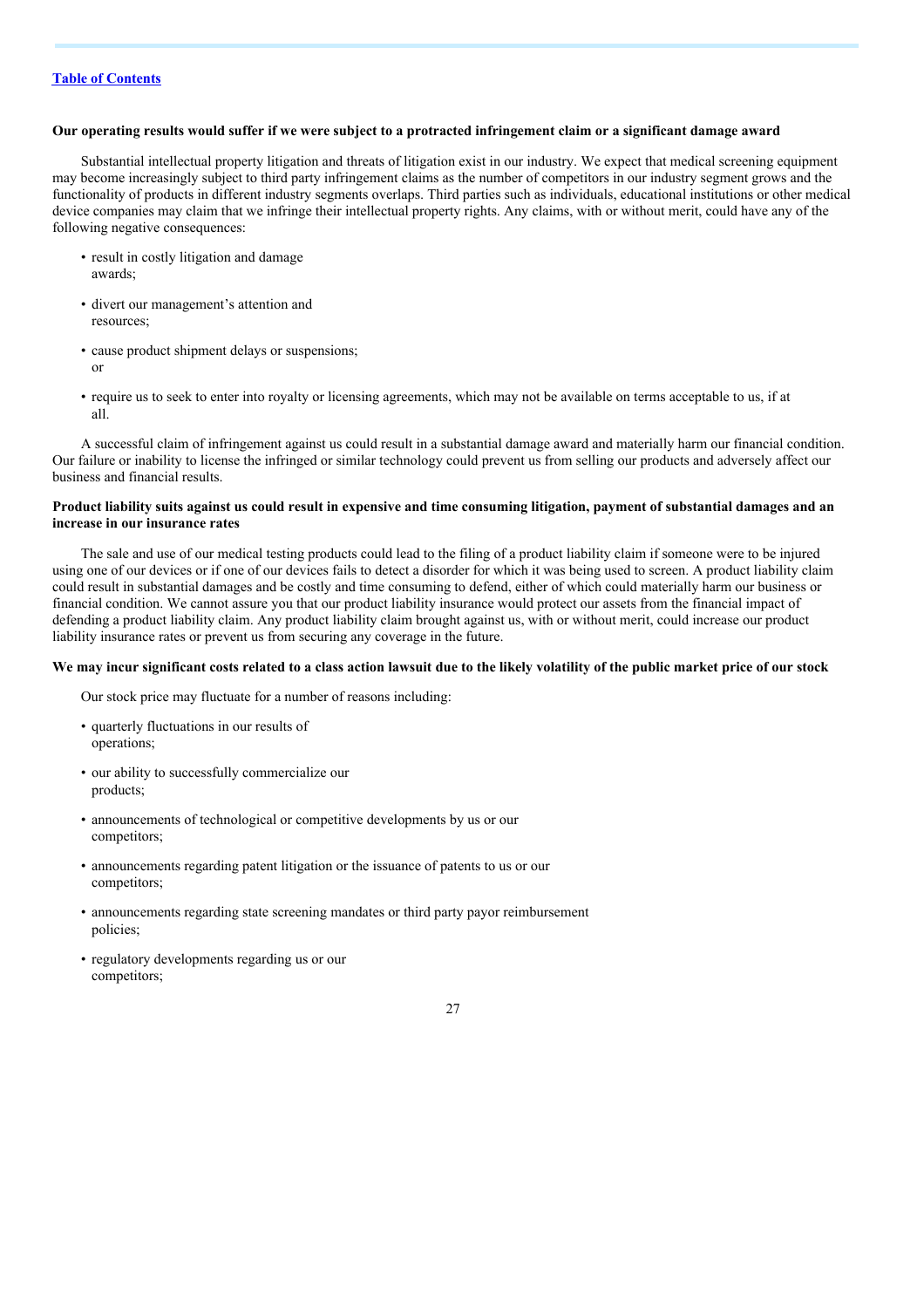**Our operating results would suffer if we were subject to a protracted infringement claim or a significant damage award**

Substantial intellectual property litigation and threats of litigation exist in our industry. We expect that medical screening equipment may become increasingly subject to third party infringement claims as the number of competitors in our industry segment grows and the functionality of products in different industry segments overlaps. Third parties such as individuals, educational institutions or other medical device companies may claim that we infringe their intellectual property rights. Any claims, with or without merit, could have any of the following negative consequences:

- result in costly litigation and damage awards;
- divert our management's attention and resources;
- cause product shipment delays or suspensions; or
- require us to seek to enter into royalty or licensing agreements, which may not be available on terms acceptable to us, if at all.

A successful claim of infringement against us could result in a substantial damage award and materially harm our financial condition. Our failure or inability to license the infringed or similar technology could prevent us from selling our products and adversely affect our business and financial results.

**Product liability suits against us could result in expensive and time consuming litigation, payment of substantial damages and an increase in our insurance rates**

The sale and use of our medical testing products could lead to the filing of a product liability claim if someone were to be injured using one of our devices or if one of our devices fails to detect a disorder for which it was being used to screen. A product liability claim could result in substantial damages and be costly and time consuming to defend, either of which could materially harm our business or financial condition. We cannot assure you that our product liability insurance would protect our assets from the financial impact of defending a product liability claim. Any product liability claim brought against us, with or without merit, could increase our product liability insurance rates or prevent us from securing any coverage in the future.

**We may incur significant costs related to a class action lawsuit due to the likely volatility of the public market price of our stock**

Our stock price may fluctuate for a number of reasons including:

- quarterly fluctuations in our results of operations;
- our ability to successfully commercialize our products;
- announcements of technological or competitive developments by us or our competitors;
- announcements regarding patent litigation or the issuance of patents to us or our competitors;
- announcements regarding state screening mandates or third party payor reimbursement policies;
- regulatory developments regarding us or our competitors;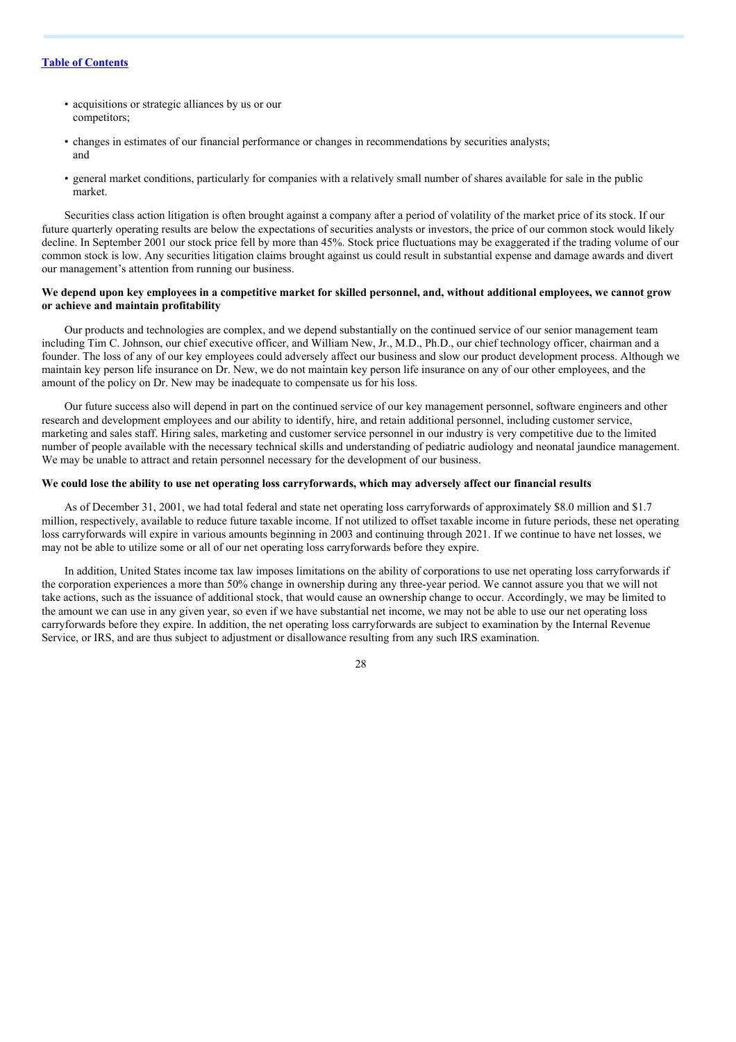- acquisitions or strategic alliances by us or our competitors;
- changes in estimates of our financial performance or changes in recommendations by securities analysts; and
- general market conditions, particularly for companies with a relatively small number of shares available for sale in the public market.

Securities class action litigation is often brought against a company after a period of volatility of the market price of its stock. If our future quarterly operating results are below the expectations of securities analysts or investors, the price of our common stock would likely decline. In September 2001 our stock price fell by more than 45%. Stock price fluctuations may be exaggerated if the trading volume of our common stock is low. Any securities litigation claims brought against us could result in substantial expense and damage awards and divert our management's attention from running our business.

**We depend upon key employees in a competitive market for skilled personnel, and, without additional employees, we cannot grow or achieve and maintain profitability**

Our products and technologies are complex, and we depend substantially on the continued service of our senior management team including Tim C. Johnson, our chief executive officer, and William New, Jr., M.D., Ph.D., our chief technology officer, chairman and a founder. The loss of any of our key employees could adversely affect our business and slow our product development process. Although we maintain key person life insurance on Dr. New, we do not maintain key person life insurance on any of our other employees, and the amount of the policy on Dr. New may be inadequate to compensate us for his loss.

Our future success also will depend in part on the continued service of our key management personnel, software engineers and other research and development employees and our ability to identify, hire, and retain additional personnel, including customer service, marketing and sales staff. Hiring sales, marketing and customer service personnel in our industry is very competitive due to the limited number of people available with the necessary technical skills and understanding of pediatric audiology and neonatal jaundice management. We may be unable to attract and retain personnel necessary for the development of our business.

**We could lose the ability to use net operating loss carryforwards, which may adversely affect our financial results**

As of December 31, 2001, we had total federal and state net operating loss carryforwards of approximately $8.0 million and $1.7 million, respectively, available to reduce future taxable income. If not utilized to offset taxable income in future periods, these net operating loss carryforwards will expire in various amounts beginning in 2003 and continuing through 2021. If we continue to have net losses, we may not be able to utilize some or all of our net operating loss carryforwards before they expire.

In addition, United States income tax law imposes limitations on the ability of corporations to use net operating loss carryforwards if the corporation experiences a more than 50% change in ownership during any three-year period. We cannot assure you that we will not take actions, such as the issuance of additional stock, that would cause an ownership change to occur. Accordingly, we may be limited to the amount we can use in any given year, so even if we have substantial net income, we may not be able to use our net operating loss carryforwards before they expire. In addition, the net operating loss carryforwards are subject to examination by the Internal Revenue Service, or IRS, and are thus subject to adjustment or disallowance resulting from any such IRS examination.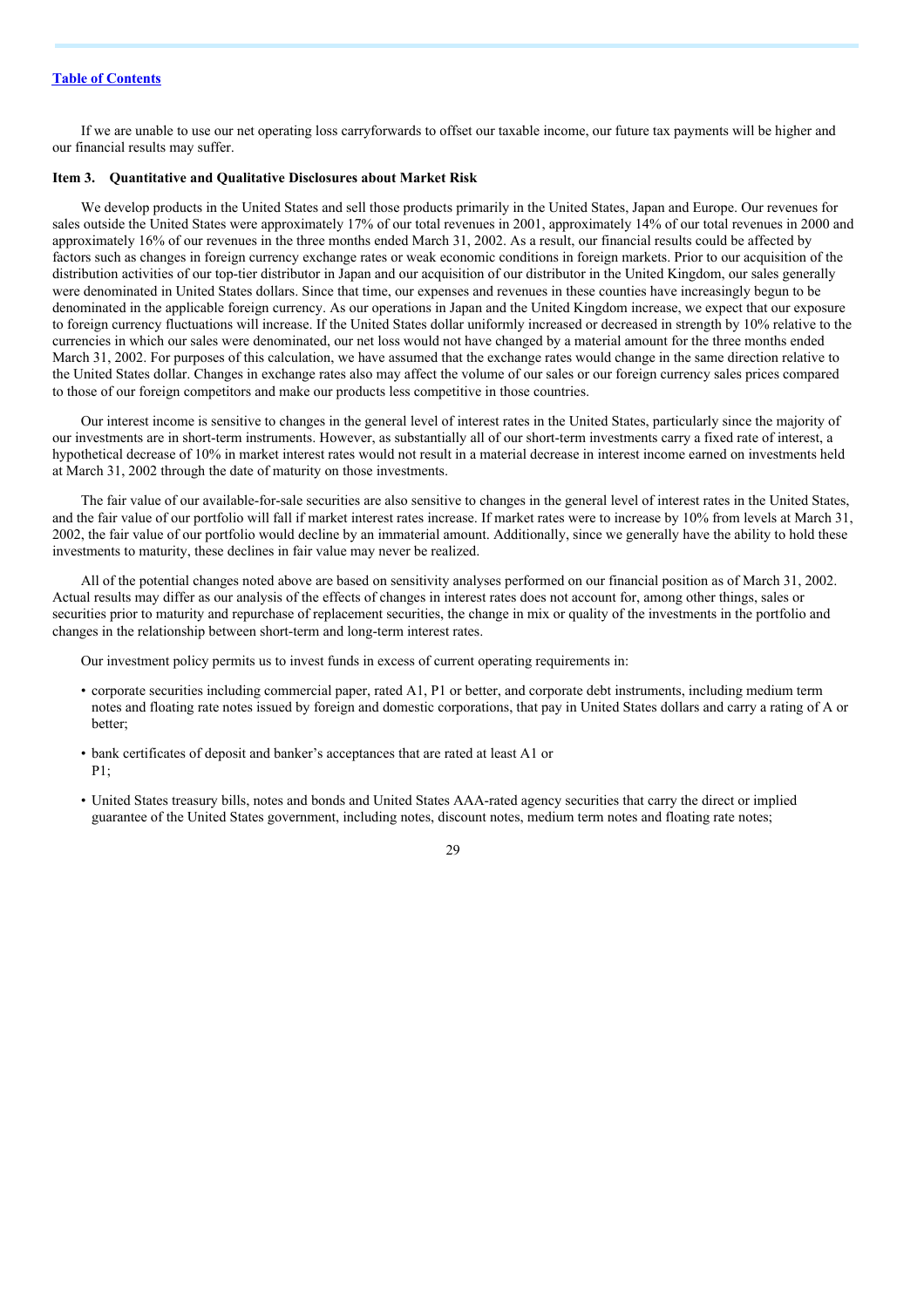If we are unable to use our net operating loss carryforwards to offset our taxable income, our future tax payments will be higher and our financial results may suffer.

**Item 3. Quantitative and Qualitative Disclosures about Market Risk**

We develop products in the United States and sell those products primarily in the United States, Japan and Europe. Our revenues for sales outside the United States were approximately 17% of our total revenues in 2001, approximately 14% of our total revenues in 2000 and approximately 16% of our revenues in the three months ended March 31, 2002. As a result, our financial results could be affected by factors such as changes in foreign currency exchange rates or weak economic conditions in foreign markets. Prior to our acquisition of the distribution activities of our top-tier distributor in Japan and our acquisition of our distributor in the United Kingdom, our sales generally were denominated in United States dollars. Since that time, our expenses and revenues in these counties have increasingly begun to be denominated in the applicable foreign currency. As our operations in Japan and the United Kingdom increase, we expect that our exposure to foreign currency fluctuations will increase. If the United States dollar uniformly increased or decreased in strength by 10% relative to the currencies in which our sales were denominated, our net loss would not have changed by a material amount for the three months ended March 31, 2002. For purposes of this calculation, we have assumed that the exchange rates would change in the same direction relative to the United States dollar. Changes in exchange rates also may affect the volume of our sales or our foreign currency sales prices compared to those of our foreign competitors and make our products less competitive in those countries.

Our interest income is sensitive to changes in the general level of interest rates in the United States, particularly since the majority of our investments are in short-term instruments. However, as substantially all of our short-term investments carry a fixed rate of interest, a hypothetical decrease of 10% in market interest rates would not result in a material decrease in interest income earned on investments held at March 31, 2002 through the date of maturity on those investments.

The fair value of our available-for-sale securities are also sensitive to changes in the general level of interest rates in the United States, and the fair value of our portfolio will fall if market interest rates increase. If market rates were to increase by 10% from levels at March 31, 2002, the fair value of our portfolio would decline by an immaterial amount. Additionally, since we generally have the ability to hold these investments to maturity, these declines in fair value may never be realized.

All of the potential changes noted above are based on sensitivity analyses performed on our financial position as of March 31, 2002. Actual results may differ as our analysis of the effects of changes in interest rates does not account for, among other things, sales or securities prior to maturity and repurchase of replacement securities, the change in mix or quality of the investments in the portfolio and changes in the relationship between short-term and long-term interest rates.

Our investment policy permits us to invest funds in excess of current operating requirements in:

- corporate securities including commercial paper, rated A1, P1 or better, and corporate debt instruments, including medium term notes and floating rate notes issued by foreign and domestic corporations, that pay in United States dollars and carry a rating of A or better;
- bank certificates of deposit and banker's acceptances that are rated at least A1 or P1;
- United States treasury bills, notes and bonds and United States AAA-rated agency securities that carry the direct or implied guarantee of the United States government, including notes, discount notes, medium term notes and floating rate notes;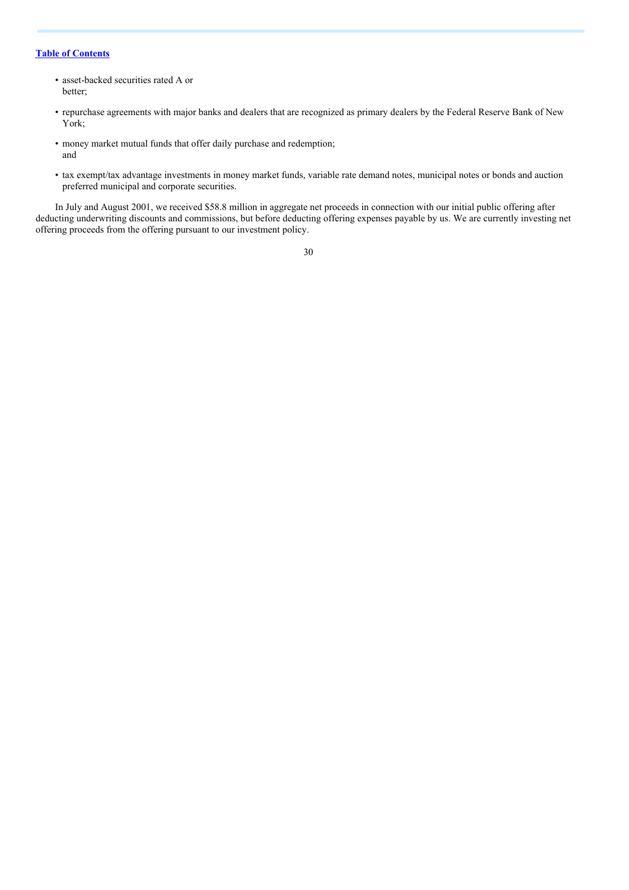- asset-backed securities rated A or better;
- repurchase agreements with major banks and dealers that are recognized as primary dealers by the Federal Reserve Bank of New York;
- money market mutual funds that offer daily purchase and redemption; and
- tax exempt/tax advantage investments in money market funds, variable rate demand notes, municipal notes or bonds and auction preferred municipal and corporate securities.

In July and August 2001, we received $58.8 million in aggregate net proceeds in connection with our initial public offering after deducting underwriting discounts and commissions, but before deducting offering expenses payable by us. We are currently investing net offering proceeds from the offering pursuant to our investment policy.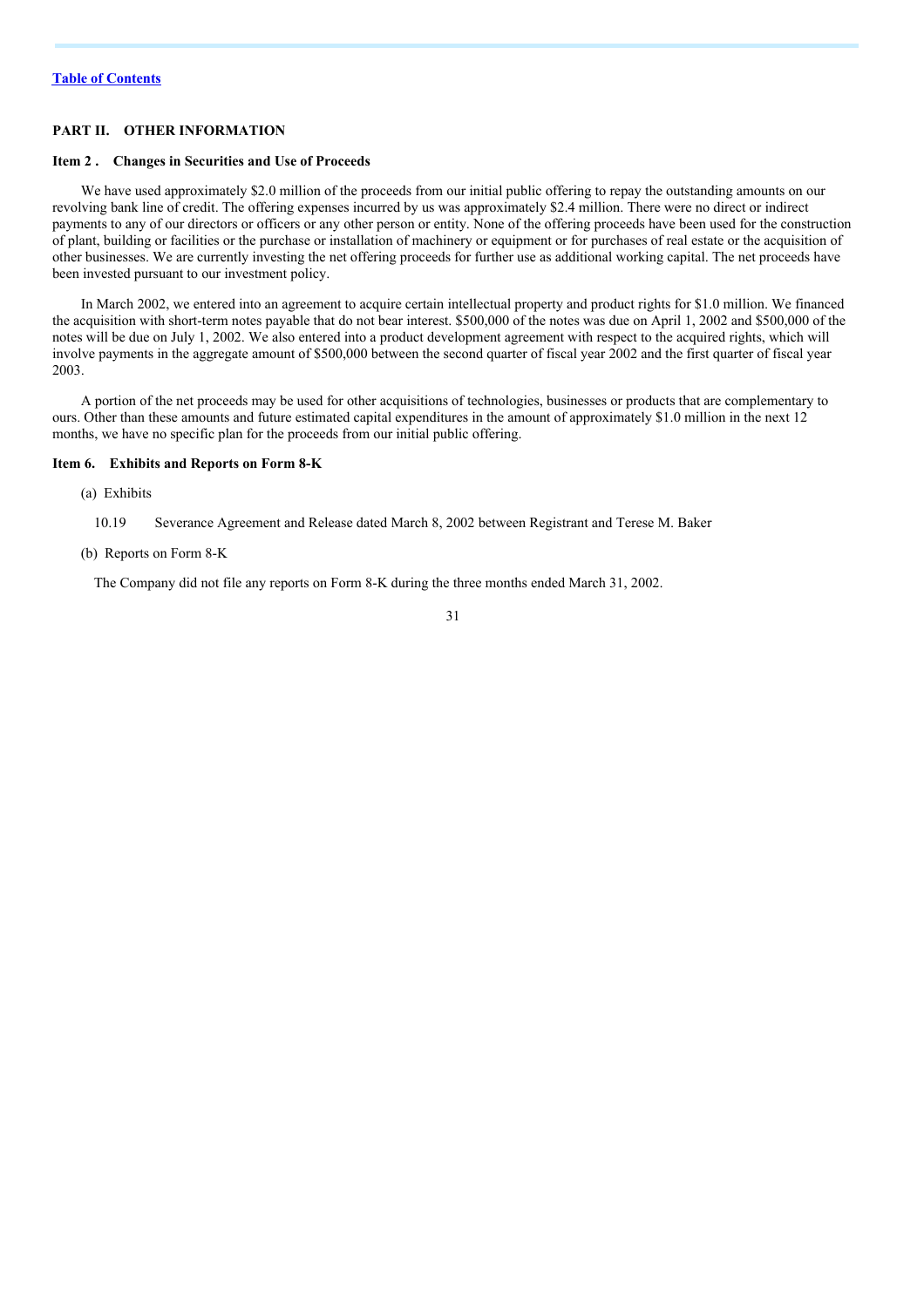[Table of Contents](#)

## PART II. OTHER INFORMATION

### Item 2 . Changes in Securities and Use of Proceeds

We have used approximately $2.0 million of the proceeds from our initial public offering to repay the outstanding amounts on our revolving bank line of credit. The offering expenses incurred by us was approximately $2.4 million. There were no direct or indirect payments to any of our directors or officers or any other person or entity. None of the offering proceeds have been used for the construction of plant, building or facilities or the purchase or installation of machinery or equipment or for purchases of real estate or the acquisition of other businesses. We are currently investing the net offering proceeds for further use as additional working capital. The net proceeds have been invested pursuant to our investment policy.

In March 2002, we entered into an agreement to acquire certain intellectual property and product rights for $1.0 million. We financed the acquisition with short-term notes payable that do not bear interest. $500,000 of the notes was due on April 1, 2002 and $500,000 of the notes will be due on July 1, 2002. We also entered into a product development agreement with respect to the acquired rights, which will involve payments in the aggregate amount of $500,000 between the second quarter of fiscal year 2002 and the first quarter of fiscal year 2003.

A portion of the net proceeds may be used for other acquisitions of technologies, businesses or products that are complementary to ours. Other than these amounts and future estimated capital expenditures in the amount of approximately $1.0 million in the next 12 months, we have no specific plan for the proceeds from our initial public offering.

### Item 6. Exhibits and Reports on Form 8-K

(a) Exhibits

10.19 Severance Agreement and Release dated March 8, 2002 between Registrant and Terese M. Baker

(b) Reports on Form 8-K

The Company did not file any reports on Form 8-K during the three months ended March 31, 2002.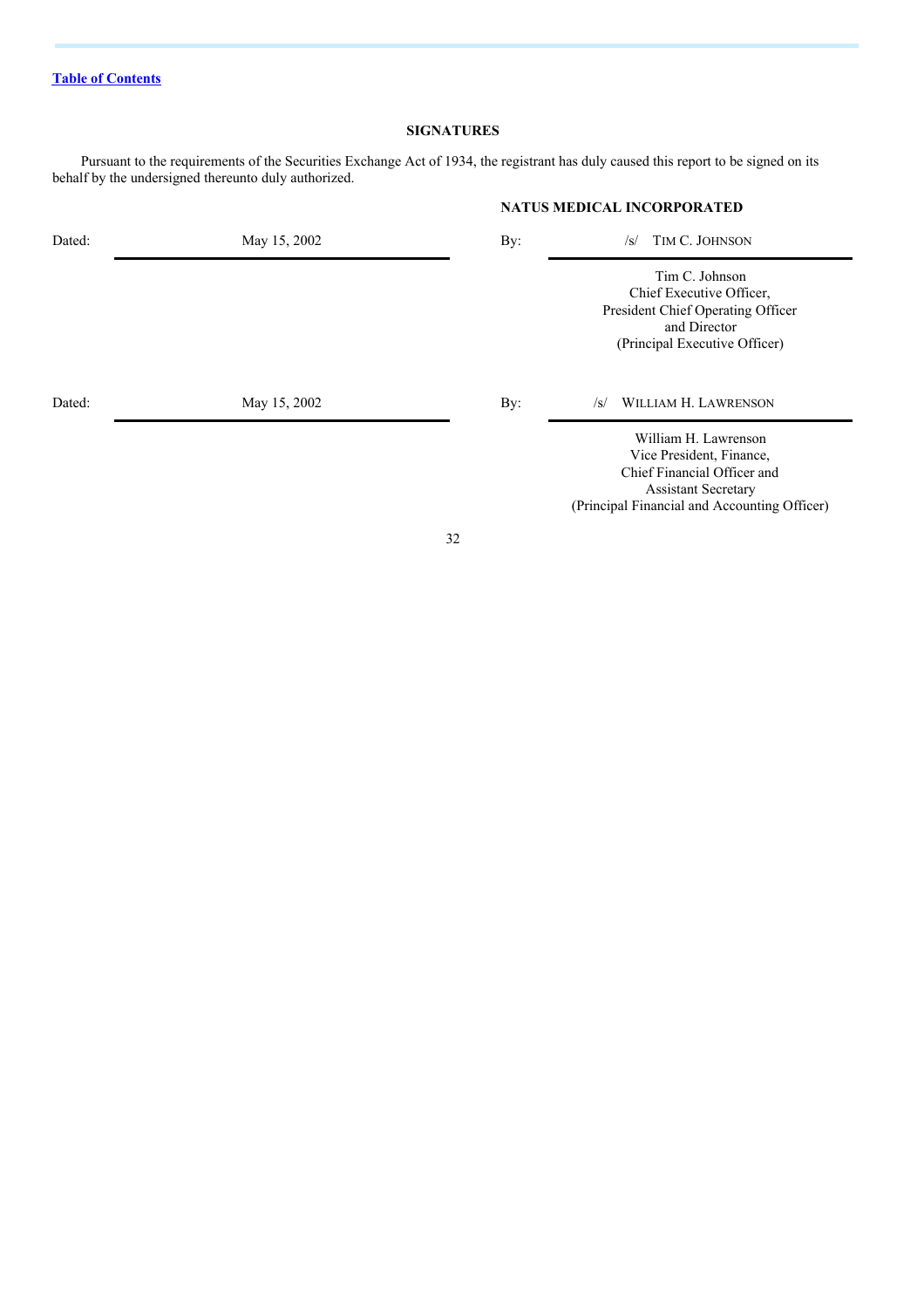[Table of Contents]

## SIGNATURES

Pursuant to the requirements of the Securities Exchange Act of 1934, the registrant has duly caused this report to be signed on its behalf by the undersigned thereunto duly authorized.

**NATUS MEDICAL INCORPORATED**

| | | | |
|---|---|---|---|
| Dated: | May 15, 2002 | By: | /s/ TIM C. JOHNSON |
| | | | Tim C. Johnson<br>Chief Executive Officer,<br>President Chief Operating Officer<br>and Director<br>(Principal Executive Officer) |
| Dated: | May 15, 2002 | By: | /s/ WILLIAM H. LAWRENSON |
| | | | William H. Lawrenson<br>Vice President, Finance,<br>Chief Financial Officer and<br>Assistant Secretary<br>(Principal Financial and Accounting Officer) |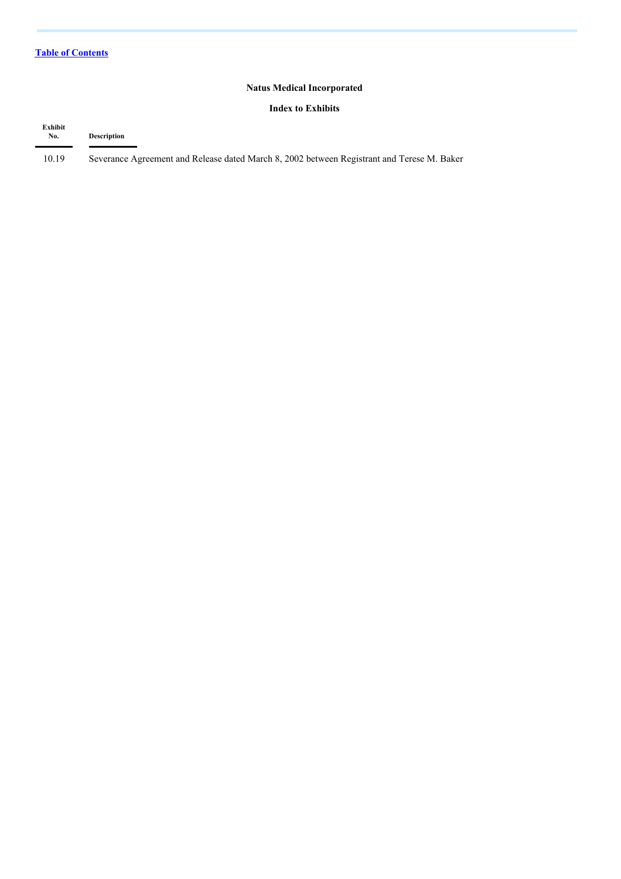[Table of Contents](#)

**Natus Medical Incorporated**

**Index to Exhibits**

| Exhibit No. | Description |
| --- | --- |
| 10.19 | Severance Agreement and Release dated March 8, 2002 between Registrant and Terese M. Baker |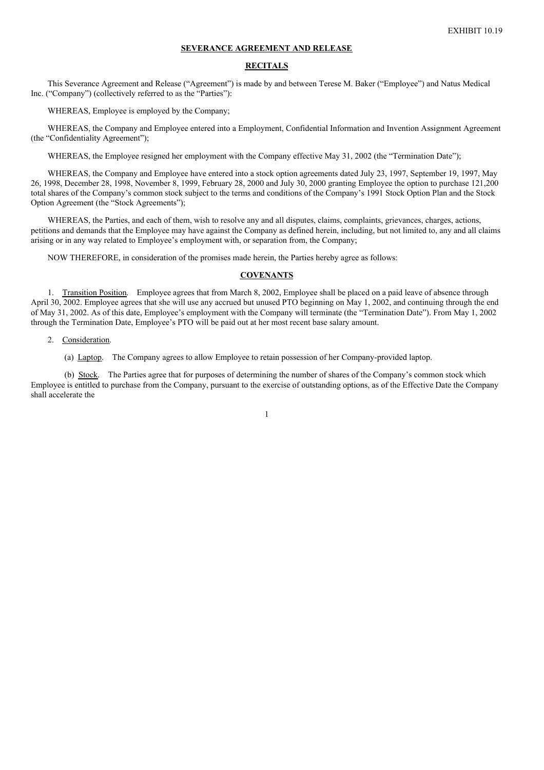EXHIBIT 10.19

## SEVERANCE AGREEMENT AND RELEASE

### RECITALS

This Severance Agreement and Release ("Agreement") is made by and between Terese M. Baker ("Employee") and Natus Medical Inc. ("Company") (collectively referred to as the "Parties"):

WHEREAS, Employee is employed by the Company;

WHEREAS, the Company and Employee entered into a Employment, Confidential Information and Invention Assignment Agreement (the "Confidentiality Agreement");

WHEREAS, the Employee resigned her employment with the Company effective May 31, 2002 (the "Termination Date");

WHEREAS, the Company and Employee have entered into a stock option agreements dated July 23, 1997, September 19, 1997, May 26, 1998, December 28, 1998, November 8, 1999, February 28, 2000 and July 30, 2000 granting Employee the option to purchase 121,200 total shares of the Company's common stock subject to the terms and conditions of the Company's 1991 Stock Option Plan and the Stock Option Agreement (the "Stock Agreements");

WHEREAS, the Parties, and each of them, wish to resolve any and all disputes, claims, complaints, grievances, charges, actions, petitions and demands that the Employee may have against the Company as defined herein, including, but not limited to, any and all claims arising or in any way related to Employee's employment with, or separation from, the Company;

NOW THEREFORE, in consideration of the promises made herein, the Parties hereby agree as follows:

### COVENANTS

1. Transition Position. Employee agrees that from March 8, 2002, Employee shall be placed on a paid leave of absence through April 30, 2002. Employee agrees that she will use any accrued but unused PTO beginning on May 1, 2002, and continuing through the end of May 31, 2002. As of this date, Employee's employment with the Company will terminate (the "Termination Date"). From May 1, 2002 through the Termination Date, Employee's PTO will be paid out at her most recent base salary amount.

2. Consideration.

   (a) Laptop. The Company agrees to allow Employee to retain possession of her Company-provided laptop.

   (b) Stock. The Parties agree that for purposes of determining the number of shares of the Company's common stock which Employee is entitled to purchase from the Company, pursuant to the exercise of outstanding options, as of the Effective Date the Company shall accelerate the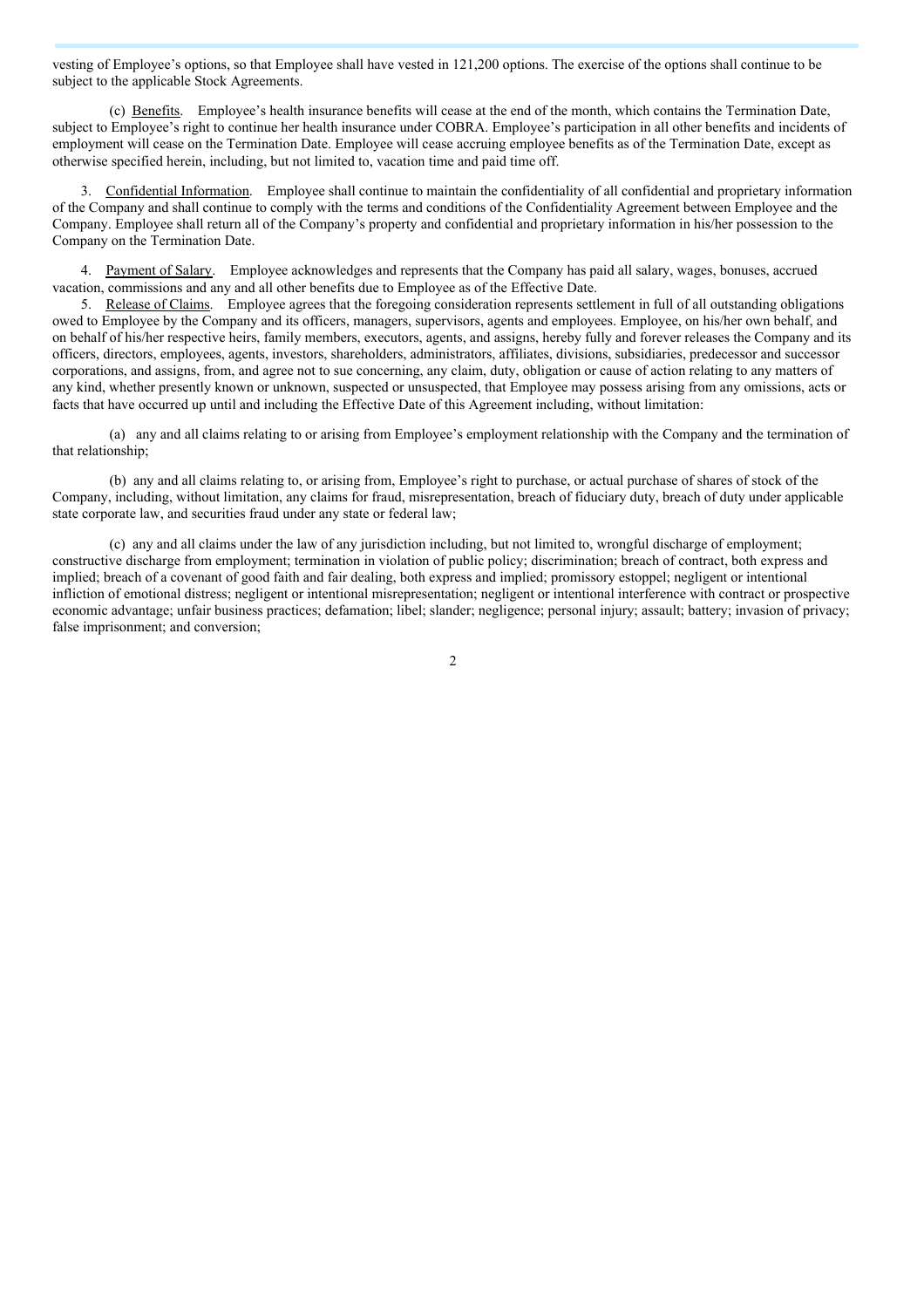vesting of Employee's options, so that Employee shall have vested in 121,200 options. The exercise of the options shall continue to be subject to the applicable Stock Agreements.

(c) Benefits. Employee's health insurance benefits will cease at the end of the month, which contains the Termination Date, subject to Employee's right to continue her health insurance under COBRA. Employee's participation in all other benefits and incidents of employment will cease on the Termination Date. Employee will cease accruing employee benefits as of the Termination Date, except as otherwise specified herein, including, but not limited to, vacation time and paid time off.

3. Confidential Information. Employee shall continue to maintain the confidentiality of all confidential and proprietary information of the Company and shall continue to comply with the terms and conditions of the Confidentiality Agreement between Employee and the Company. Employee shall return all of the Company's property and confidential and proprietary information in his/her possession to the Company on the Termination Date.

4. Payment of Salary. Employee acknowledges and represents that the Company has paid all salary, wages, bonuses, accrued vacation, commissions and any and all other benefits due to Employee as of the Effective Date.

5. Release of Claims. Employee agrees that the foregoing consideration represents settlement in full of all outstanding obligations owed to Employee by the Company and its officers, managers, supervisors, agents and employees. Employee, on his/her own behalf, and on behalf of his/her respective heirs, family members, executors, agents, and assigns, hereby fully and forever releases the Company and its officers, directors, employees, agents, investors, shareholders, administrators, affiliates, divisions, subsidiaries, predecessor and successor corporations, and assigns, from, and agree not to sue concerning, any claim, duty, obligation or cause of action relating to any matters of any kind, whether presently known or unknown, suspected or unsuspected, that Employee may possess arising from any omissions, acts or facts that have occurred up until and including the Effective Date of this Agreement including, without limitation:

(a) any and all claims relating to or arising from Employee's employment relationship with the Company and the termination of that relationship;

(b) any and all claims relating to, or arising from, Employee's right to purchase, or actual purchase of shares of stock of the Company, including, without limitation, any claims for fraud, misrepresentation, breach of fiduciary duty, breach of duty under applicable state corporate law, and securities fraud under any state or federal law;

(c) any and all claims under the law of any jurisdiction including, but not limited to, wrongful discharge of employment; constructive discharge from employment; termination in violation of public policy; discrimination; breach of contract, both express and implied; breach of a covenant of good faith and fair dealing, both express and implied; promissory estoppel; negligent or intentional infliction of emotional distress; negligent or intentional misrepresentation; negligent or intentional interference with contract or prospective economic advantage; unfair business practices; defamation; libel; slander; negligence; personal injury; assault; battery; invasion of privacy; false imprisonment; and conversion;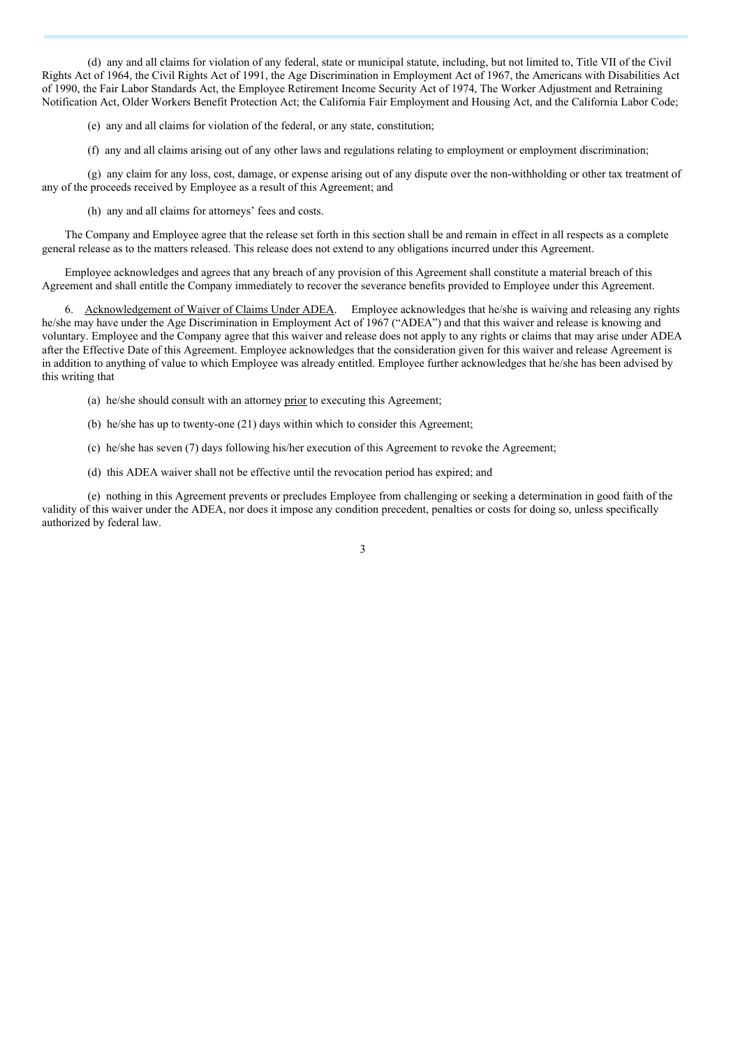(d) any and all claims for violation of any federal, state or municipal statute, including, but not limited to, Title VII of the Civil Rights Act of 1964, the Civil Rights Act of 1991, the Age Discrimination in Employment Act of 1967, the Americans with Disabilities Act of 1990, the Fair Labor Standards Act, the Employee Retirement Income Security Act of 1974, The Worker Adjustment and Retraining Notification Act, Older Workers Benefit Protection Act; the California Fair Employment and Housing Act, and the California Labor Code;

(e) any and all claims for violation of the federal, or any state, constitution;

(f) any and all claims arising out of any other laws and regulations relating to employment or employment discrimination;

(g) any claim for any loss, cost, damage, or expense arising out of any dispute over the non-withholding or other tax treatment of any of the proceeds received by Employee as a result of this Agreement; and

(h) any and all claims for attorneys' fees and costs.

The Company and Employee agree that the release set forth in this section shall be and remain in effect in all respects as a complete general release as to the matters released. This release does not extend to any obligations incurred under this Agreement.

Employee acknowledges and agrees that any breach of any provision of this Agreement shall constitute a material breach of this Agreement and shall entitle the Company immediately to recover the severance benefits provided to Employee under this Agreement.

6. Acknowledgement of Waiver of Claims Under ADEA. Employee acknowledges that he/she is waiving and releasing any rights he/she may have under the Age Discrimination in Employment Act of 1967 ("ADEA") and that this waiver and release is knowing and voluntary. Employee and the Company agree that this waiver and release does not apply to any rights or claims that may arise under ADEA after the Effective Date of this Agreement. Employee acknowledges that the consideration given for this waiver and release Agreement is in addition to anything of value to which Employee was already entitled. Employee further acknowledges that he/she has been advised by this writing that

(a) he/she should consult with an attorney prior to executing this Agreement;

(b) he/she has up to twenty-one (21) days within which to consider this Agreement;

(c) he/she has seven (7) days following his/her execution of this Agreement to revoke the Agreement;

(d) this ADEA waiver shall not be effective until the revocation period has expired; and

(e) nothing in this Agreement prevents or precludes Employee from challenging or seeking a determination in good faith of the validity of this waiver under the ADEA, nor does it impose any condition precedent, penalties or costs for doing so, unless specifically authorized by federal law.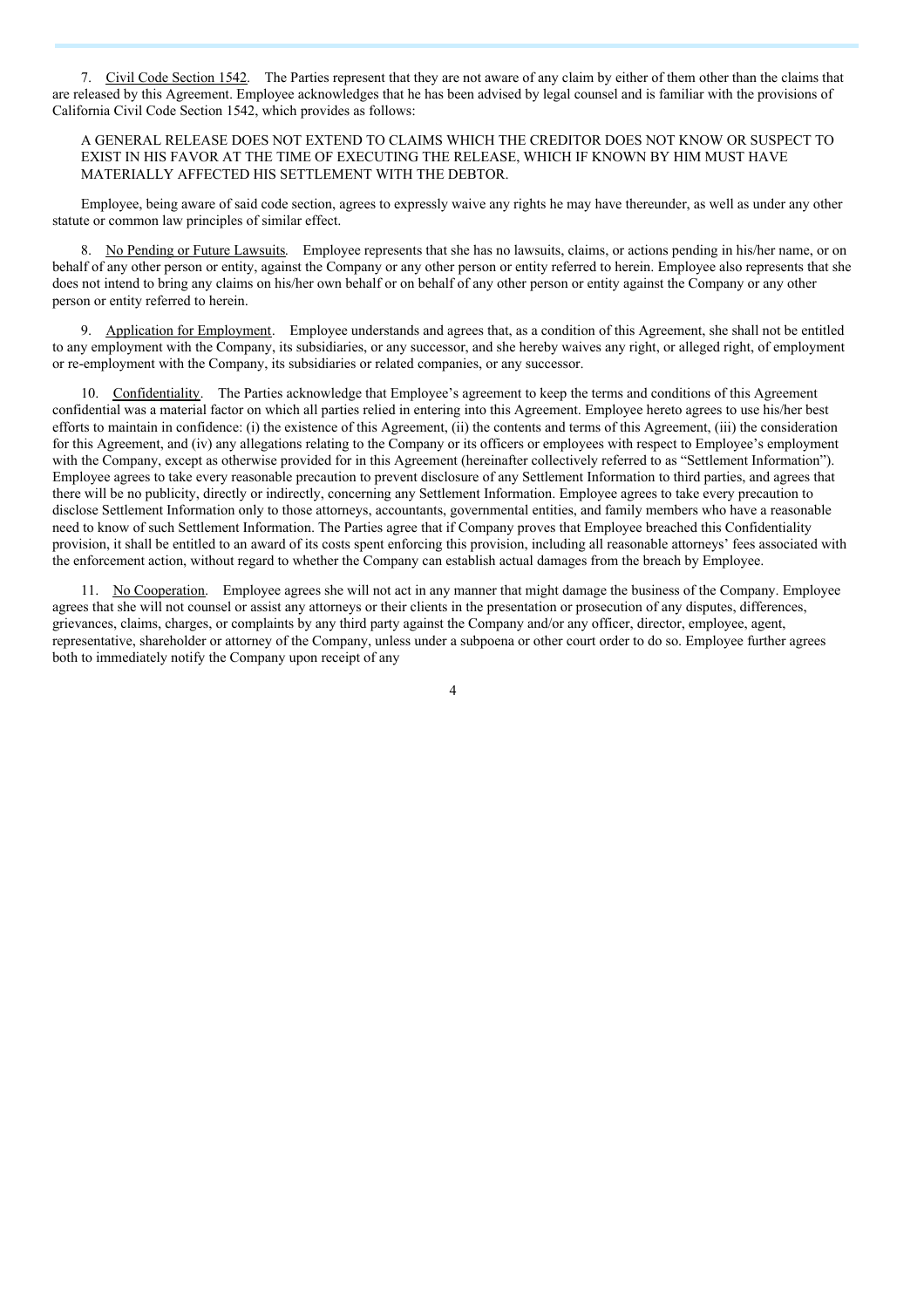7. Civil Code Section 1542. The Parties represent that they are not aware of any claim by either of them other than the claims that are released by this Agreement. Employee acknowledges that he has been advised by legal counsel and is familiar with the provisions of California Civil Code Section 1542, which provides as follows:

A GENERAL RELEASE DOES NOT EXTEND TO CLAIMS WHICH THE CREDITOR DOES NOT KNOW OR SUSPECT TO EXIST IN HIS FAVOR AT THE TIME OF EXECUTING THE RELEASE, WHICH IF KNOWN BY HIM MUST HAVE MATERIALLY AFFECTED HIS SETTLEMENT WITH THE DEBTOR.

Employee, being aware of said code section, agrees to expressly waive any rights he may have thereunder, as well as under any other statute or common law principles of similar effect.

8. No Pending or Future Lawsuits. Employee represents that she has no lawsuits, claims, or actions pending in his/her name, or on behalf of any other person or entity, against the Company or any other person or entity referred to herein. Employee also represents that she does not intend to bring any claims on his/her own behalf or on behalf of any other person or entity against the Company or any other person or entity referred to herein.

9. Application for Employment. Employee understands and agrees that, as a condition of this Agreement, she shall not be entitled to any employment with the Company, its subsidiaries, or any successor, and she hereby waives any right, or alleged right, of employment or re-employment with the Company, its subsidiaries or related companies, or any successor.

10. Confidentiality. The Parties acknowledge that Employee's agreement to keep the terms and conditions of this Agreement confidential was a material factor on which all parties relied in entering into this Agreement. Employee hereto agrees to use his/her best efforts to maintain in confidence: (i) the existence of this Agreement, (ii) the contents and terms of this Agreement, (iii) the consideration for this Agreement, and (iv) any allegations relating to the Company or its officers or employees with respect to Employee's employment with the Company, except as otherwise provided for in this Agreement (hereinafter collectively referred to as "Settlement Information"). Employee agrees to take every reasonable precaution to prevent disclosure of any Settlement Information to third parties, and agrees that there will be no publicity, directly or indirectly, concerning any Settlement Information. Employee agrees to take every precaution to disclose Settlement Information only to those attorneys, accountants, governmental entities, and family members who have a reasonable need to know of such Settlement Information. The Parties agree that if Company proves that Employee breached this Confidentiality provision, it shall be entitled to an award of its costs spent enforcing this provision, including all reasonable attorneys' fees associated with the enforcement action, without regard to whether the Company can establish actual damages from the breach by Employee.

11. No Cooperation. Employee agrees she will not act in any manner that might damage the business of the Company. Employee agrees that she will not counsel or assist any attorneys or their clients in the presentation or prosecution of any disputes, differences, grievances, claims, charges, or complaints by any third party against the Company and/or any officer, director, employee, agent, representative, shareholder or attorney of the Company, unless under a subpoena or other court order to do so. Employee further agrees both to immediately notify the Company upon receipt of any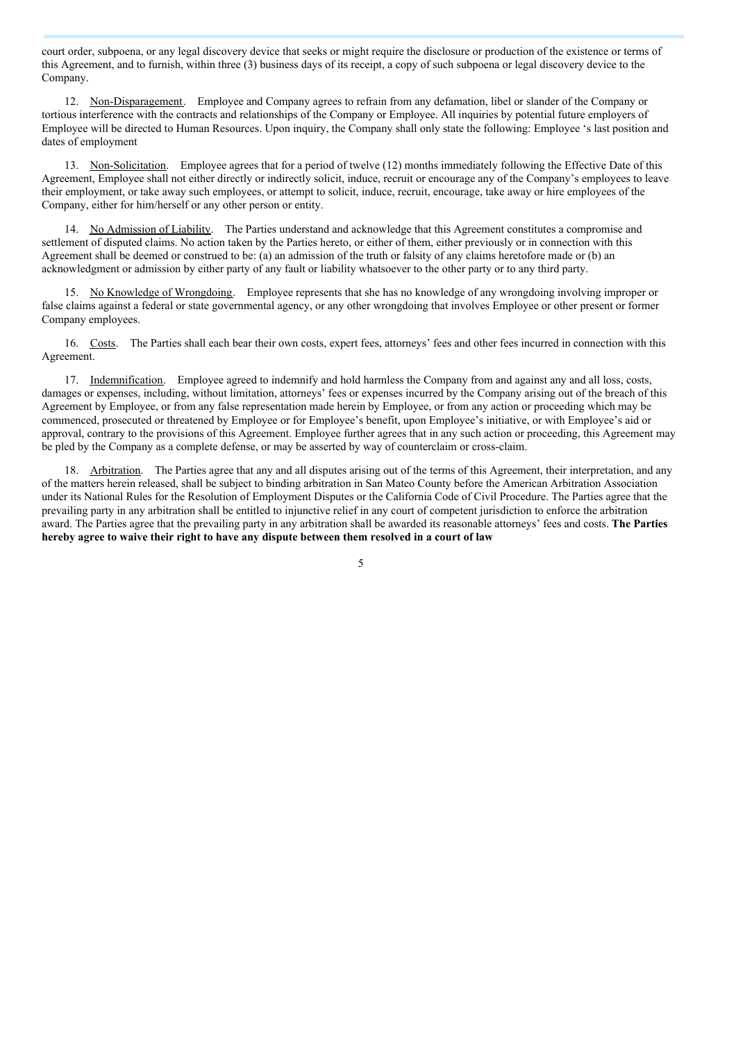court order, subpoena, or any legal discovery device that seeks or might require the disclosure or production of the existence or terms of this Agreement, and to furnish, within three (3) business days of its receipt, a copy of such subpoena or legal discovery device to the Company.

12. Non-Disparagement. Employee and Company agrees to refrain from any defamation, libel or slander of the Company or tortious interference with the contracts and relationships of the Company or Employee. All inquiries by potential future employers of Employee will be directed to Human Resources. Upon inquiry, the Company shall only state the following: Employee 's last position and dates of employment

13. Non-Solicitation. Employee agrees that for a period of twelve (12) months immediately following the Effective Date of this Agreement, Employee shall not either directly or indirectly solicit, induce, recruit or encourage any of the Company's employees to leave their employment, or take away such employees, or attempt to solicit, induce, recruit, encourage, take away or hire employees of the Company, either for him/herself or any other person or entity.

14. No Admission of Liability. The Parties understand and acknowledge that this Agreement constitutes a compromise and settlement of disputed claims. No action taken by the Parties hereto, or either of them, either previously or in connection with this Agreement shall be deemed or construed to be: (a) an admission of the truth or falsity of any claims heretofore made or (b) an acknowledgment or admission by either party of any fault or liability whatsoever to the other party or to any third party.

15. No Knowledge of Wrongdoing. Employee represents that she has no knowledge of any wrongdoing involving improper or false claims against a federal or state governmental agency, or any other wrongdoing that involves Employee or other present or former Company employees.

16. Costs. The Parties shall each bear their own costs, expert fees, attorneys' fees and other fees incurred in connection with this Agreement.

17. Indemnification. Employee agreed to indemnify and hold harmless the Company from and against any and all loss, costs, damages or expenses, including, without limitation, attorneys' fees or expenses incurred by the Company arising out of the breach of this Agreement by Employee, or from any false representation made herein by Employee, or from any action or proceeding which may be commenced, prosecuted or threatened by Employee or for Employee's benefit, upon Employee's initiative, or with Employee's aid or approval, contrary to the provisions of this Agreement. Employee further agrees that in any such action or proceeding, this Agreement may be pled by the Company as a complete defense, or may be asserted by way of counterclaim or cross-claim.

18. Arbitration. The Parties agree that any and all disputes arising out of the terms of this Agreement, their interpretation, and any of the matters herein released, shall be subject to binding arbitration in San Mateo County before the American Arbitration Association under its National Rules for the Resolution of Employment Disputes or the California Code of Civil Procedure. The Parties agree that the prevailing party in any arbitration shall be entitled to injunctive relief in any court of competent jurisdiction to enforce the arbitration award. The Parties agree that the prevailing party in any arbitration shall be awarded its reasonable attorneys' fees and costs. **The Parties hereby agree to waive their right to have any dispute between them resolved in a court of law**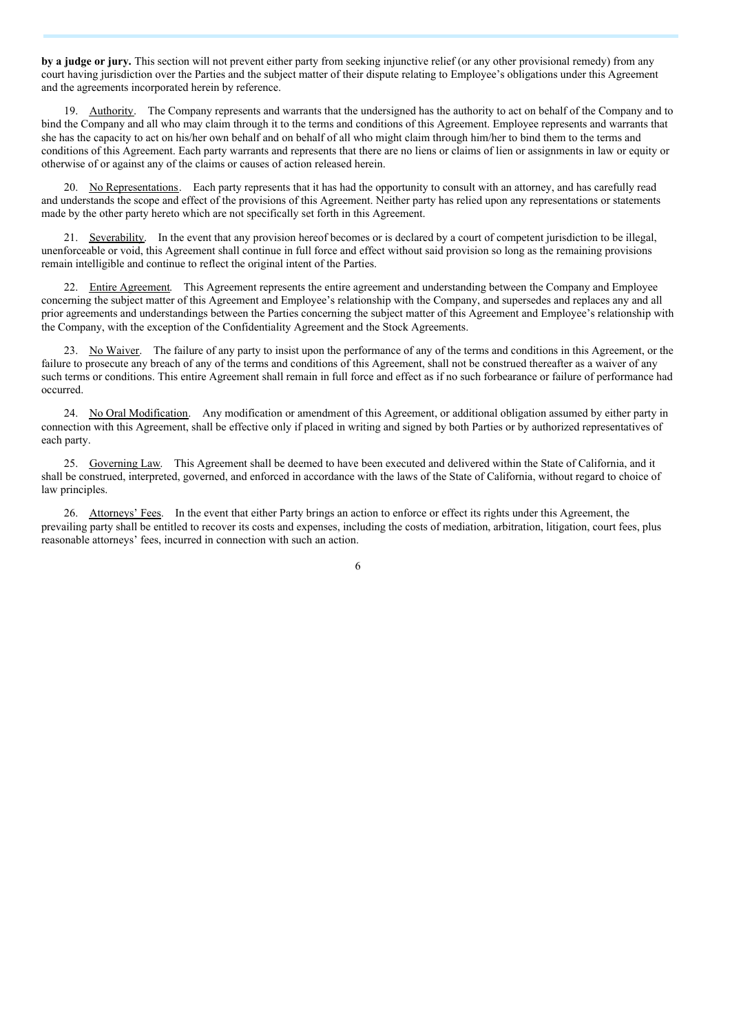**by a judge or jury.** This section will not prevent either party from seeking injunctive relief (or any other provisional remedy) from any court having jurisdiction over the Parties and the subject matter of their dispute relating to Employee's obligations under this Agreement and the agreements incorporated herein by reference.

19. Authority. The Company represents and warrants that the undersigned has the authority to act on behalf of the Company and to bind the Company and all who may claim through it to the terms and conditions of this Agreement. Employee represents and warrants that she has the capacity to act on his/her own behalf and on behalf of all who might claim through him/her to bind them to the terms and conditions of this Agreement. Each party warrants and represents that there are no liens or claims of lien or assignments in law or equity or otherwise of or against any of the claims or causes of action released herein.

20. No Representations. Each party represents that it has had the opportunity to consult with an attorney, and has carefully read and understands the scope and effect of the provisions of this Agreement. Neither party has relied upon any representations or statements made by the other party hereto which are not specifically set forth in this Agreement.

21. Severability. In the event that any provision hereof becomes or is declared by a court of competent jurisdiction to be illegal, unenforceable or void, this Agreement shall continue in full force and effect without said provision so long as the remaining provisions remain intelligible and continue to reflect the original intent of the Parties.

22. Entire Agreement. This Agreement represents the entire agreement and understanding between the Company and Employee concerning the subject matter of this Agreement and Employee's relationship with the Company, and supersedes and replaces any and all prior agreements and understandings between the Parties concerning the subject matter of this Agreement and Employee's relationship with the Company, with the exception of the Confidentiality Agreement and the Stock Agreements.

23. No Waiver. The failure of any party to insist upon the performance of any of the terms and conditions in this Agreement, or the failure to prosecute any breach of any of the terms and conditions of this Agreement, shall not be construed thereafter as a waiver of any such terms or conditions. This entire Agreement shall remain in full force and effect as if no such forbearance or failure of performance had occurred.

24. No Oral Modification. Any modification or amendment of this Agreement, or additional obligation assumed by either party in connection with this Agreement, shall be effective only if placed in writing and signed by both Parties or by authorized representatives of each party.

25. Governing Law. This Agreement shall be deemed to have been executed and delivered within the State of California, and it shall be construed, interpreted, governed, and enforced in accordance with the laws of the State of California, without regard to choice of law principles.

26. Attorneys' Fees. In the event that either Party brings an action to enforce or effect its rights under this Agreement, the prevailing party shall be entitled to recover its costs and expenses, including the costs of mediation, arbitration, litigation, court fees, plus reasonable attorneys' fees, incurred in connection with such an action.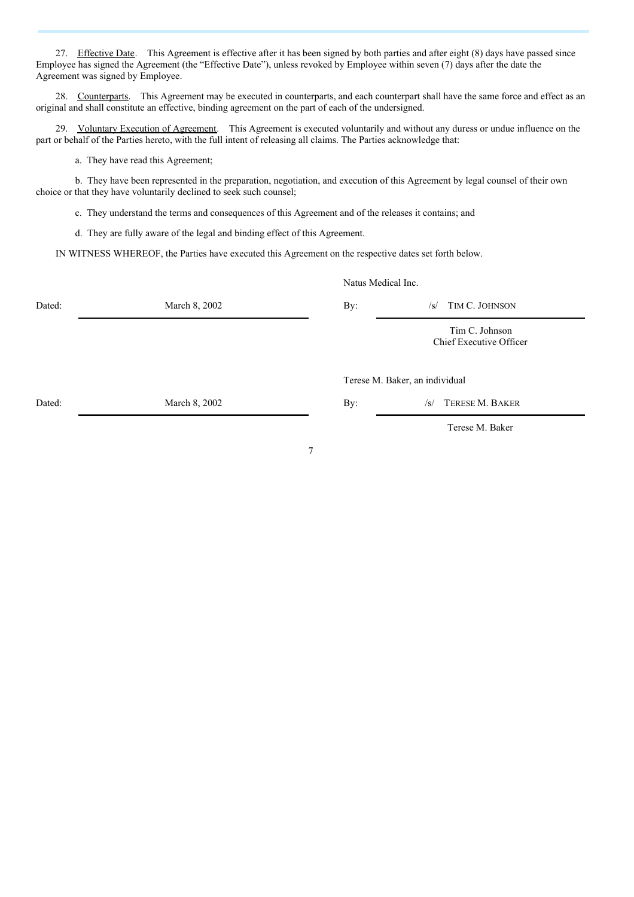27. Effective Date. This Agreement is effective after it has been signed by both parties and after eight (8) days have passed since Employee has signed the Agreement (the "Effective Date"), unless revoked by Employee within seven (7) days after the date the Agreement was signed by Employee.

28. Counterparts. This Agreement may be executed in counterparts, and each counterpart shall have the same force and effect as an original and shall constitute an effective, binding agreement on the part of each of the undersigned.

29. Voluntary Execution of Agreement. This Agreement is executed voluntarily and without any duress or undue influence on the part or behalf of the Parties hereto, with the full intent of releasing all claims. The Parties acknowledge that:

a. They have read this Agreement;

b. They have been represented in the preparation, negotiation, and execution of this Agreement by legal counsel of their own choice or that they have voluntarily declined to seek such counsel;

c. They understand the terms and consequences of this Agreement and of the releases it contains; and

d. They are fully aware of the legal and binding effect of this Agreement.

IN WITNESS WHEREOF, the Parties have executed this Agreement on the respective dates set forth below.

Natus Medical Inc.

Dated: March 8, 2002

By: /s/ TIM C. JOHNSON

Tim C. Johnson
Chief Executive Officer

Terese M. Baker, an individual

Dated: March 8, 2002

By: /s/ TERESE M. BAKER

Terese M. Baker